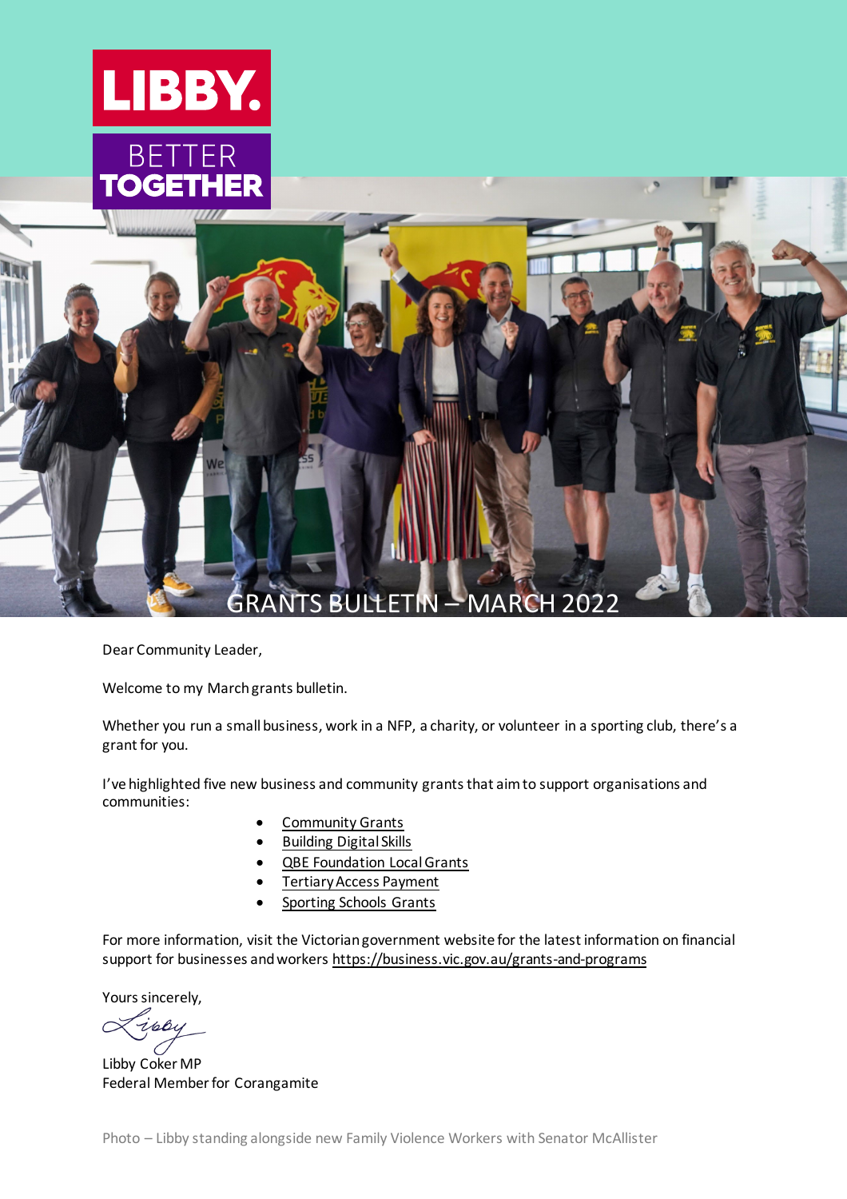LIBBY.

BETTER TOGETHER

# GRANTS BULLETIN – MARCH 2022

Dear Community Leader,

Welcome to my March grants bulletin.

Whether you run a small business, work in a NFP, a charity, or volunteer in a sporting club, there's a grant for you.

I've highlighted five new business and community grants that aim to support organisations and communities:

- Community Grants
- Building Digital Skills
- QBE Foundation Local Grants
- Tertiary Access Payment
- Sporting Schools Grants

For more information, visit the Victorian government website for the latest information on financial support for businesses and workers https://business.vic.gov.au/grants-and-programs

Yours sincerely,

Libby

Libby Coker MP
Federal Member for Corangamite

Photo – Libby standing alongside new Family Violence Workers with Senator McAllister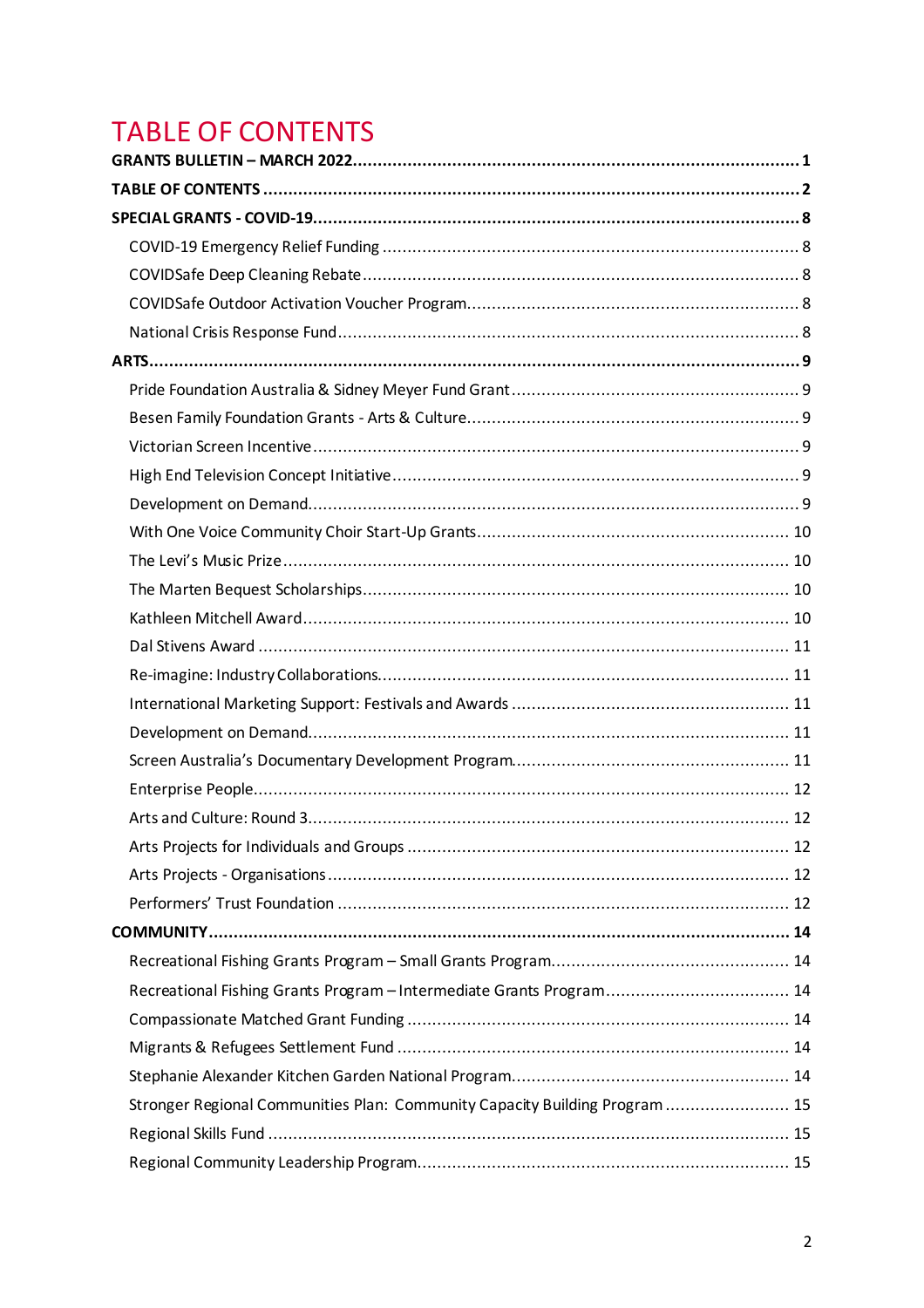# TABLE OF CONTENTS

**GRANTS BULLETIN – MARCH 2022** ........................................................ **1**

**TABLE OF CONTENTS** ........................................................ **2**

**SPECIAL GRANTS - COVID-19** ........................................................ **8**

- COVID-19 Emergency Relief Funding ........................................................ 8
- COVIDSafe Deep Cleaning Rebate ........................................................ 8
- COVIDSafe Outdoor Activation Voucher Program ........................................................ 8
- National Crisis Response Fund ........................................................ 8

**ARTS** ........................................................ **9**

- Pride Foundation Australia & Sidney Meyer Fund Grant ........................................................ 9
- Besen Family Foundation Grants - Arts & Culture ........................................................ 9
- Victorian Screen Incentive ........................................................ 9
- High End Television Concept Initiative ........................................................ 9
- Development on Demand ........................................................ 9
- With One Voice Community Choir Start-Up Grants ........................................................ 10
- The Levi's Music Prize ........................................................ 10
- The Marten Bequest Scholarships ........................................................ 10
- Kathleen Mitchell Award ........................................................ 10
- Dal Stivens Award ........................................................ 11
- Re-imagine: Industry Collaborations ........................................................ 11
- International Marketing Support: Festivals and Awards ........................................................ 11
- Development on Demand ........................................................ 11
- Screen Australia's Documentary Development Program ........................................................ 11
- Enterprise People ........................................................ 12
- Arts and Culture: Round 3 ........................................................ 12
- Arts Projects for Individuals and Groups ........................................................ 12
- Arts Projects - Organisations ........................................................ 12
- Performers' Trust Foundation ........................................................ 12

**COMMUNITY** ........................................................ **14**

- Recreational Fishing Grants Program – Small Grants Program ........................................................ 14
- Recreational Fishing Grants Program – Intermediate Grants Program ........................................................ 14
- Compassionate Matched Grant Funding ........................................................ 14
- Migrants & Refugees Settlement Fund ........................................................ 14
- Stephanie Alexander Kitchen Garden National Program ........................................................ 14
- Stronger Regional Communities Plan: Community Capacity Building Program ........................................................ 15
- Regional Skills Fund ........................................................ 15
- Regional Community Leadership Program ........................................................ 15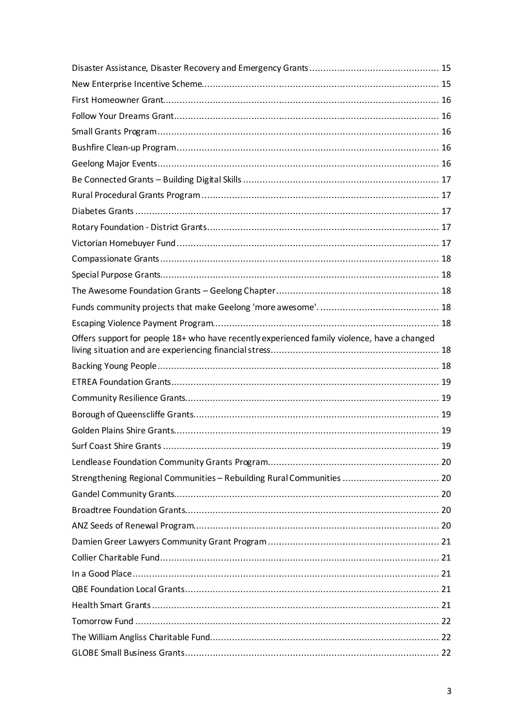Disaster Assistance, Disaster Recovery and Emergency Grants ............................................... 15
New Enterprise Incentive Scheme ..................................................................................... 15
First Homeowner Grant ..................................................................................................... 16
Follow Your Dreams Grant ................................................................................................ 16
Small Grants Program ....................................................................................................... 16
Bushfire Clean-up Program ............................................................................................... 16
Geelong Major Events ....................................................................................................... 16
Be Connected Grants – Building Digital Skills ..................................................................... 17
Rural Procedural Grants Program ...................................................................................... 17
Diabetes Grants ............................................................................................................... 17
Rotary Foundation - District Grants .................................................................................... 17
Victorian Homebuyer Fund ............................................................................................... 17
Compassionate Grants ...................................................................................................... 18
Special Purpose Grants ...................................................................................................... 18
The Awesome Foundation Grants – Geelong Chapter ........................................................... 18
Funds community projects that make Geelong 'more awesome'. ........................................... 18
Escaping Violence Payment Program .................................................................................. 18
Offers support for people 18+ who have recently experienced family violence, have a changed living situation and are experiencing financial stress ............................................................. 18
Backing Young People ....................................................................................................... 18
ETREA Foundation Grants .................................................................................................. 19
Community Resilience Grants ............................................................................................ 19
Borough of Queenscliffe Grants ......................................................................................... 19
Golden Plains Shire Grants ................................................................................................ 19
Surf Coast Shire Grants ..................................................................................................... 19
Lendlease Foundation Community Grants Program .............................................................. 20
Strengthening Regional Communities – Rebuilding Rural Communities ................................... 20
Gandel Community Grants ................................................................................................. 20
Broadtree Foundation Grants ............................................................................................. 20
ANZ Seeds of Renewal Program ......................................................................................... 20
Damien Greer Lawyers Community Grant Program .............................................................. 21
Collier Charitable Fund ...................................................................................................... 21
In a Good Place ................................................................................................................ 21
QBE Foundation Local Grants ............................................................................................. 21
Health Smart Grants ......................................................................................................... 21
Tomorrow Fund ............................................................................................................... 22
The William Angliss Charitable Fund ................................................................................... 22
GLOBE Small Business Grants ............................................................................................ 22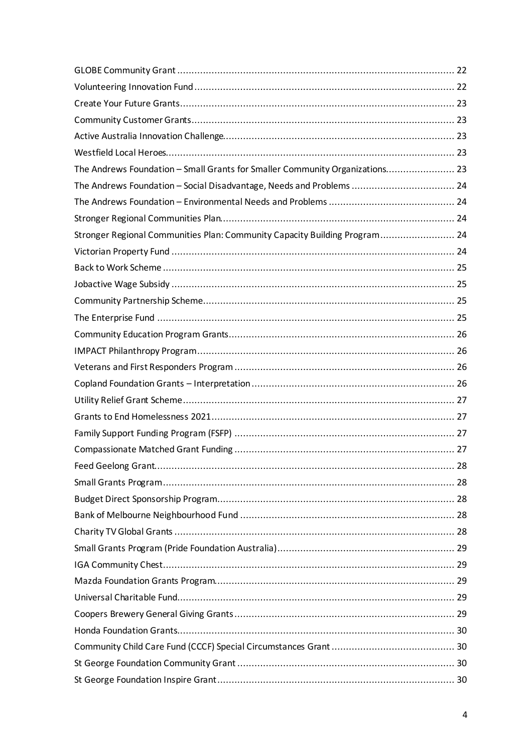GLOBE Community Grant ..................... 22
Volunteering Innovation Fund ..................... 22
Create Your Future Grants ..................... 23
Community Customer Grants ..................... 23
Active Australia Innovation Challenge ..................... 23
Westfield Local Heroes ..................... 23
The Andrews Foundation – Small Grants for Smaller Community Organizations ..................... 23
The Andrews Foundation – Social Disadvantage, Needs and Problems ..................... 24
The Andrews Foundation – Environmental Needs and Problems ..................... 24
Stronger Regional Communities Plan ..................... 24
Stronger Regional Communities Plan: Community Capacity Building Program ..................... 24
Victorian Property Fund ..................... 24
Back to Work Scheme ..................... 25
Jobactive Wage Subsidy ..................... 25
Community Partnership Scheme ..................... 25
The Enterprise Fund ..................... 25
Community Education Program Grants ..................... 26
IMPACT Philanthropy Program ..................... 26
Veterans and First Responders Program ..................... 26
Copland Foundation Grants – Interpretation ..................... 26
Utility Relief Grant Scheme ..................... 27
Grants to End Homelessness 2021 ..................... 27
Family Support Funding Program (FSFP) ..................... 27
Compassionate Matched Grant Funding ..................... 27
Feed Geelong Grant ..................... 28
Small Grants Program ..................... 28
Budget Direct Sponsorship Program ..................... 28
Bank of Melbourne Neighbourhood Fund ..................... 28
Charity TV Global Grants ..................... 28
Small Grants Program (Pride Foundation Australia) ..................... 29
IGA Community Chest ..................... 29
Mazda Foundation Grants Program ..................... 29
Universal Charitable Fund ..................... 29
Coopers Brewery General Giving Grants ..................... 29
Honda Foundation Grants ..................... 30
Community Child Care Fund (CCCF) Special Circumstances Grant ..................... 30
St George Foundation Community Grant ..................... 30
St George Foundation Inspire Grant ..................... 30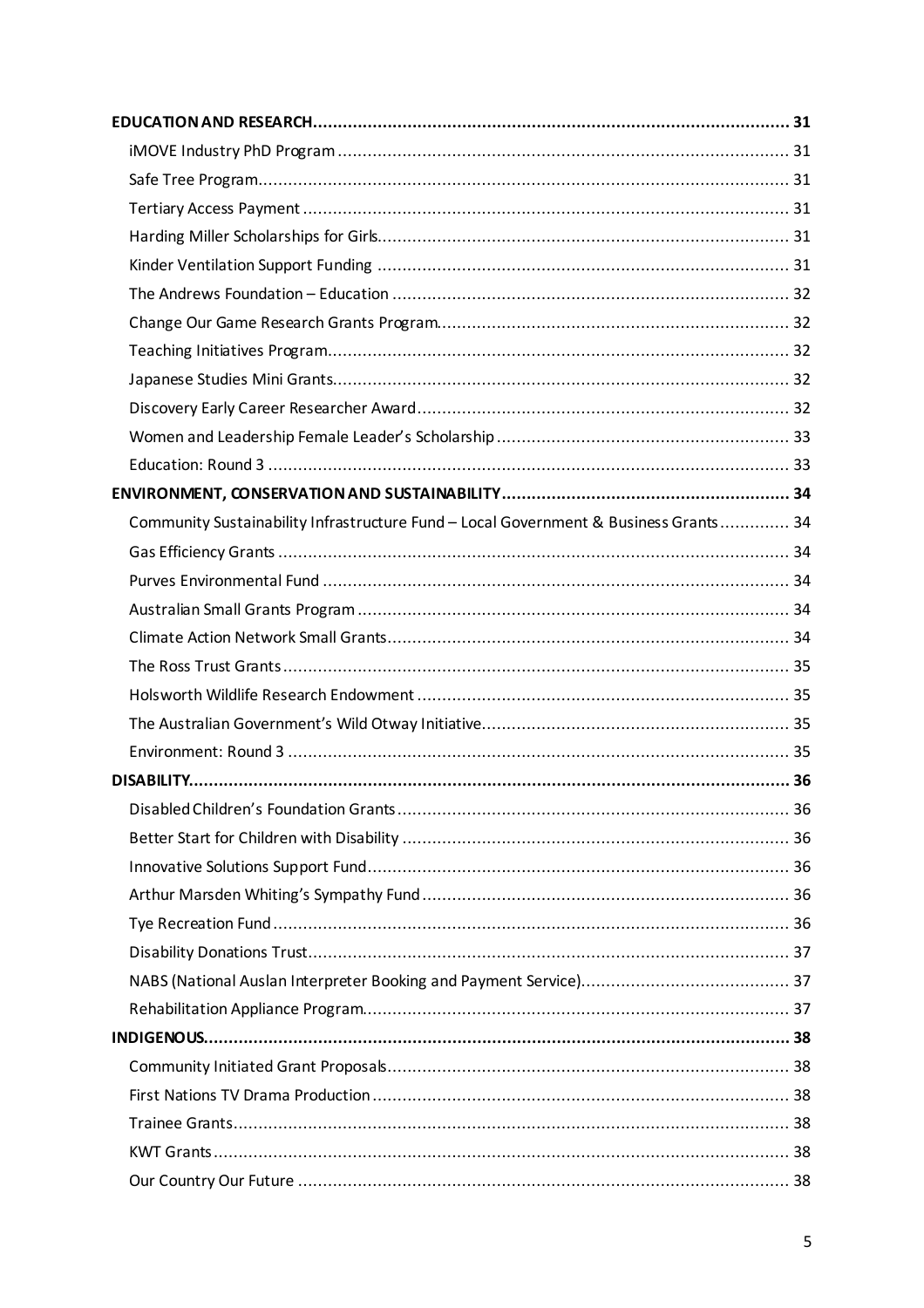**EDUCATION AND RESEARCH** ........ 31

- iMOVE Industry PhD Program ........ 31
- Safe Tree Program ........ 31
- Tertiary Access Payment ........ 31
- Harding Miller Scholarships for Girls ........ 31
- Kinder Ventilation Support Funding ........ 31
- The Andrews Foundation – Education ........ 32
- Change Our Game Research Grants Program ........ 32
- Teaching Initiatives Program ........ 32
- Japanese Studies Mini Grants ........ 32
- Discovery Early Career Researcher Award ........ 32
- Women and Leadership Female Leader's Scholarship ........ 33
- Education: Round 3 ........ 33

**ENVIRONMENT, CONSERVATION AND SUSTAINABILITY** ........ 34

- Community Sustainability Infrastructure Fund – Local Government & Business Grants ........ 34
- Gas Efficiency Grants ........ 34
- Purves Environmental Fund ........ 34
- Australian Small Grants Program ........ 34
- Climate Action Network Small Grants ........ 34
- The Ross Trust Grants ........ 35
- Holsworth Wildlife Research Endowment ........ 35
- The Australian Government's Wild Otway Initiative ........ 35
- Environment: Round 3 ........ 35

**DISABILITY** ........ 36

- Disabled Children's Foundation Grants ........ 36
- Better Start for Children with Disability ........ 36
- Innovative Solutions Support Fund ........ 36
- Arthur Marsden Whiting's Sympathy Fund ........ 36
- Tye Recreation Fund ........ 36
- Disability Donations Trust ........ 37
- NABS (National Auslan Interpreter Booking and Payment Service) ........ 37
- Rehabilitation Appliance Program ........ 37

**INDIGENOUS** ........ 38

- Community Initiated Grant Proposals ........ 38
- First Nations TV Drama Production ........ 38
- Trainee Grants ........ 38
- KWT Grants ........ 38
- Our Country Our Future ........ 38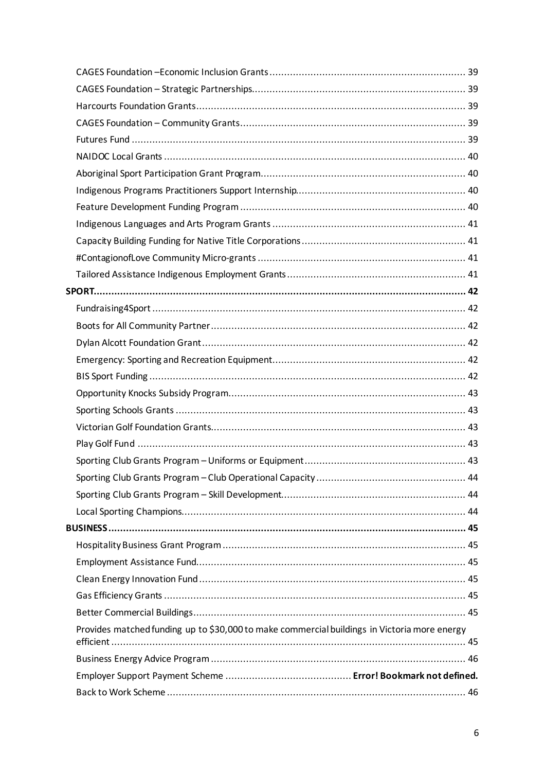CAGES Foundation –Economic Inclusion Grants ........ 39

CAGES Foundation – Strategic Partnerships ........ 39

Harcourts Foundation Grants ........ 39

CAGES Foundation – Community Grants ........ 39

Futures Fund ........ 39

NAIDOC Local Grants ........ 40

Aboriginal Sport Participation Grant Program ........ 40

Indigenous Programs Practitioners Support Internship ........ 40

Feature Development Funding Program ........ 40

Indigenous Languages and Arts Program Grants ........ 41

Capacity Building Funding for Native Title Corporations ........ 41

#ContagionofLove Community Micro-grants ........ 41

Tailored Assistance Indigenous Employment Grants ........ 41

**SPORT ........ 42**

Fundraising4Sport ........ 42

Boots for All Community Partner ........ 42

Dylan Alcott Foundation Grant ........ 42

Emergency: Sporting and Recreation Equipment ........ 42

BIS Sport Funding ........ 42

Opportunity Knocks Subsidy Program ........ 43

Sporting Schools Grants ........ 43

Victorian Golf Foundation Grants ........ 43

Play Golf Fund ........ 43

Sporting Club Grants Program – Uniforms or Equipment ........ 43

Sporting Club Grants Program – Club Operational Capacity ........ 44

Sporting Club Grants Program – Skill Development ........ 44

Local Sporting Champions ........ 44

**BUSINESS ........ 45**

Hospitality Business Grant Program ........ 45

Employment Assistance Fund ........ 45

Clean Energy Innovation Fund ........ 45

Gas Efficiency Grants ........ 45

Better Commercial Buildings ........ 45

Provides matched funding up to $30,000 to make commercial buildings in Victoria more energy efficient ........ 45

Business Energy Advice Program ........ 46

Employer Support Payment Scheme ........ **Error! Bookmark not defined.**

Back to Work Scheme ........ 46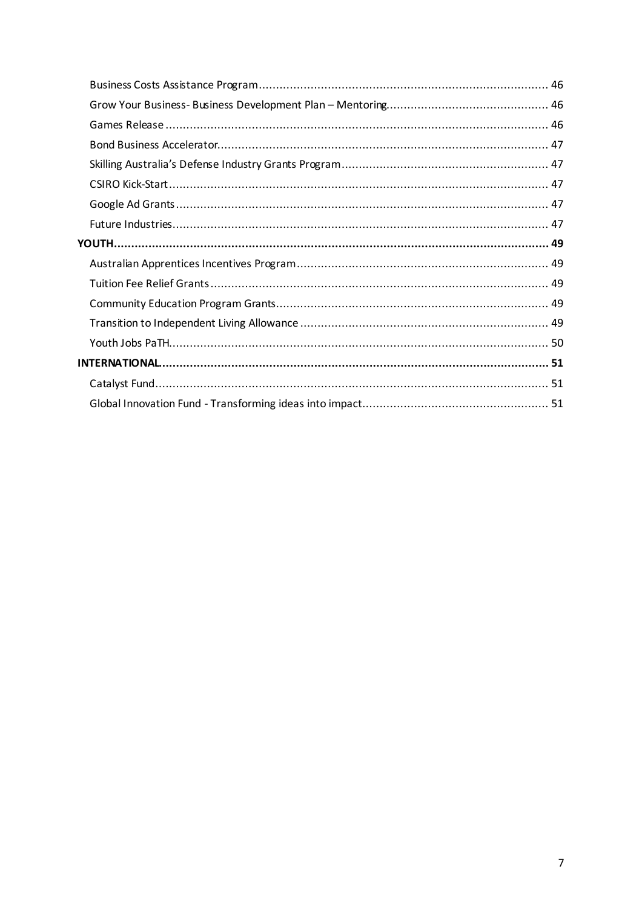Business Costs Assistance Program .................................................................................... 46

Grow Your Business- Business Development Plan – Mentoring............................................... 46

Games Release ............................................................................................................... 46

Bond Business Accelerator................................................................................................ 47

Skilling Australia's Defense Industry Grants Program............................................................ 47

CSIRO Kick-Start .............................................................................................................. 47

Google Ad Grants ............................................................................................................. 47

Future Industries.............................................................................................................. 47

**YOUTH............................................................................................................................. 49**

Australian Apprentices Incentives Program........................................................................ 49

Tuition Fee Relief Grants .................................................................................................. 49

Community Education Program Grants............................................................................... 49

Transition to Independent Living Allowance ........................................................................ 49

Youth Jobs PaTH.............................................................................................................. 50

**INTERNATIONAL................................................................................................................ 51**

Catalyst Fund.................................................................................................................. 51

Global Innovation Fund - Transforming ideas into impact...................................................... 51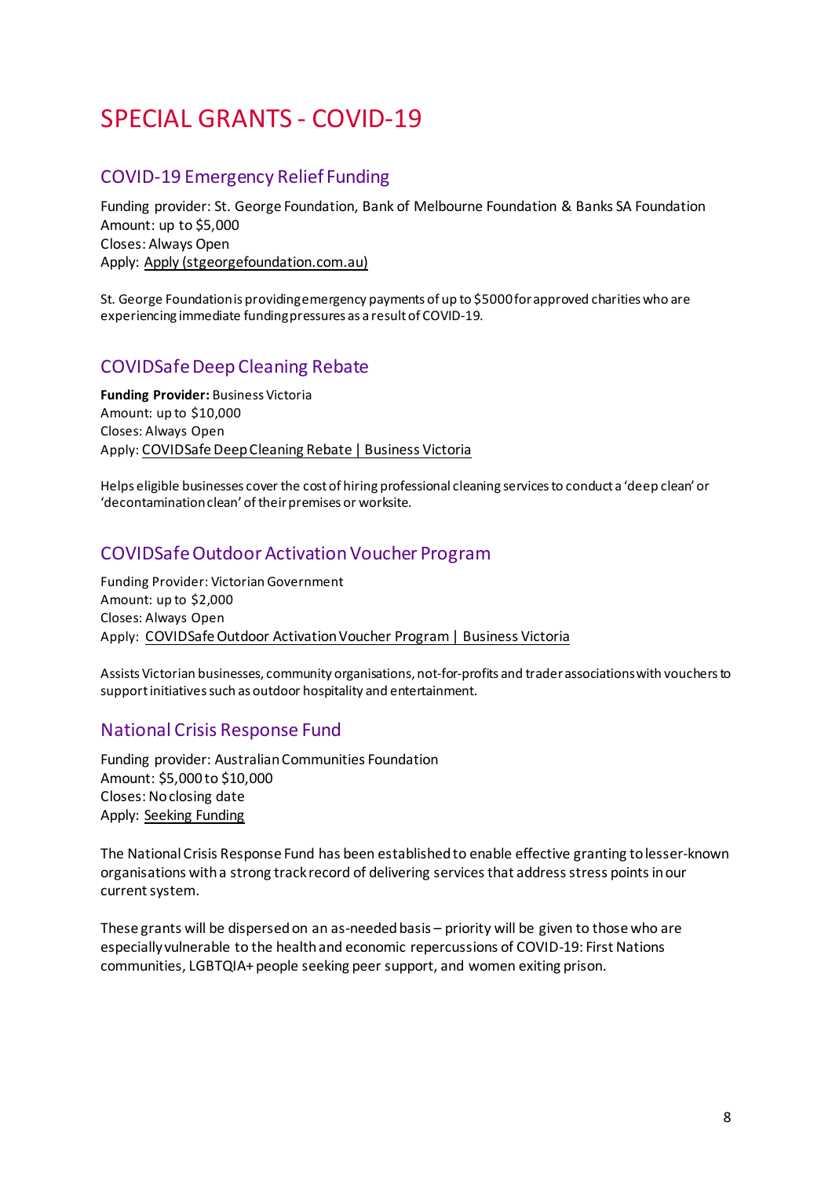# SPECIAL GRANTS - COVID-19

## COVID-19 Emergency Relief Funding

Funding provider: St. George Foundation, Bank of Melbourne Foundation & Banks SA Foundation
Amount: up to $5,000
Closes: Always Open
Apply: Apply (stgeorgefoundation.com.au)

St. George Foundation is providing emergency payments of up to $5000 for approved charities who are experiencing immediate funding pressures as a result of COVID-19.

## COVIDSafe Deep Cleaning Rebate

**Funding Provider:** Business Victoria
Amount: up to $10,000
Closes: Always Open
Apply: COVIDSafe Deep Cleaning Rebate | Business Victoria

Helps eligible businesses cover the cost of hiring professional cleaning services to conduct a 'deep clean' or 'decontamination clean' of their premises or worksite.

## COVIDSafe Outdoor Activation Voucher Program

Funding Provider: Victorian Government
Amount: up to $2,000
Closes: Always Open
Apply: COVIDSafe Outdoor Activation Voucher Program | Business Victoria

Assists Victorian businesses, community organisations, not-for-profits and trader associations with vouchers to support initiatives such as outdoor hospitality and entertainment.

## National Crisis Response Fund

Funding provider: Australian Communities Foundation
Amount: $5,000 to $10,000
Closes: No closing date
Apply: Seeking Funding

The National Crisis Response Fund has been established to enable effective granting to lesser-known organisations with a strong track record of delivering services that address stress points in our current system.

These grants will be dispersed on an as-needed basis – priority will be given to those who are especially vulnerable to the health and economic repercussions of COVID-19: First Nations communities, LGBTQIA+ people seeking peer support, and women exiting prison.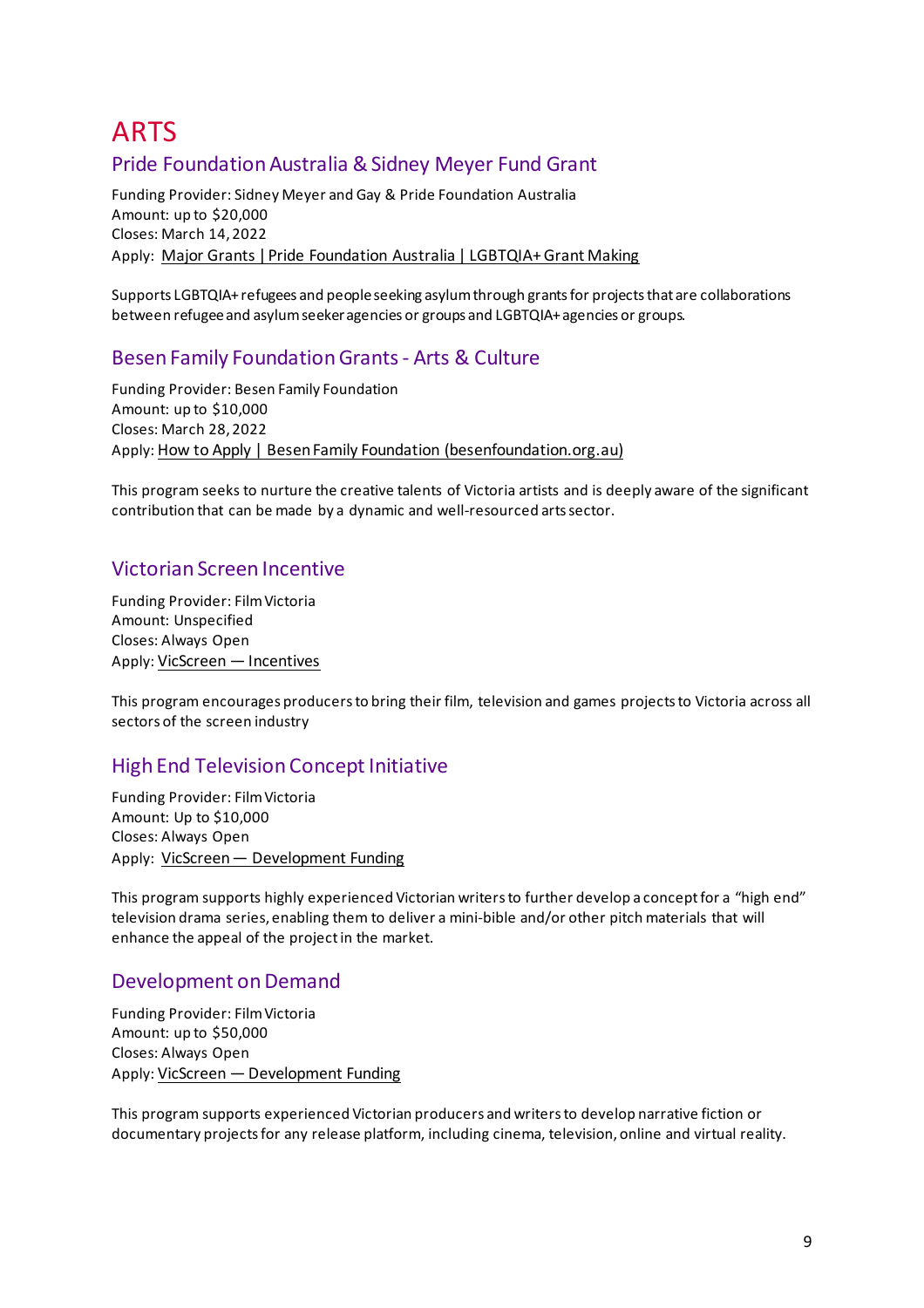# ARTS

## Pride Foundation Australia & Sidney Meyer Fund Grant

Funding Provider: Sidney Meyer and Gay & Pride Foundation Australia
Amount: up to $20,000
Closes: March 14, 2022
Apply: Major Grants | Pride Foundation Australia | LGBTQIA+ Grant Making

Supports LGBTQIA+ refugees and people seeking asylum through grants for projects that are collaborations between refugee and asylum seeker agencies or groups and LGBTQIA+ agencies or groups.

## Besen Family Foundation Grants - Arts & Culture

Funding Provider: Besen Family Foundation
Amount: up to $10,000
Closes: March 28, 2022
Apply: How to Apply | Besen Family Foundation (besenfoundation.org.au)

This program seeks to nurture the creative talents of Victoria artists and is deeply aware of the significant contribution that can be made by a dynamic and well-resourced arts sector.

## Victorian Screen Incentive

Funding Provider: Film Victoria
Amount: Unspecified
Closes: Always Open
Apply: VicScreen — Incentives

This program encourages producers to bring their film, television and games projects to Victoria across all sectors of the screen industry

## High End Television Concept Initiative

Funding Provider: Film Victoria
Amount: Up to $10,000
Closes: Always Open
Apply: VicScreen — Development Funding

This program supports highly experienced Victorian writers to further develop a concept for a "high end" television drama series, enabling them to deliver a mini-bible and/or other pitch materials that will enhance the appeal of the project in the market.

## Development on Demand

Funding Provider: Film Victoria
Amount: up to $50,000
Closes: Always Open
Apply: VicScreen — Development Funding

This program supports experienced Victorian producers and writers to develop narrative fiction or documentary projects for any release platform, including cinema, television, online and virtual reality.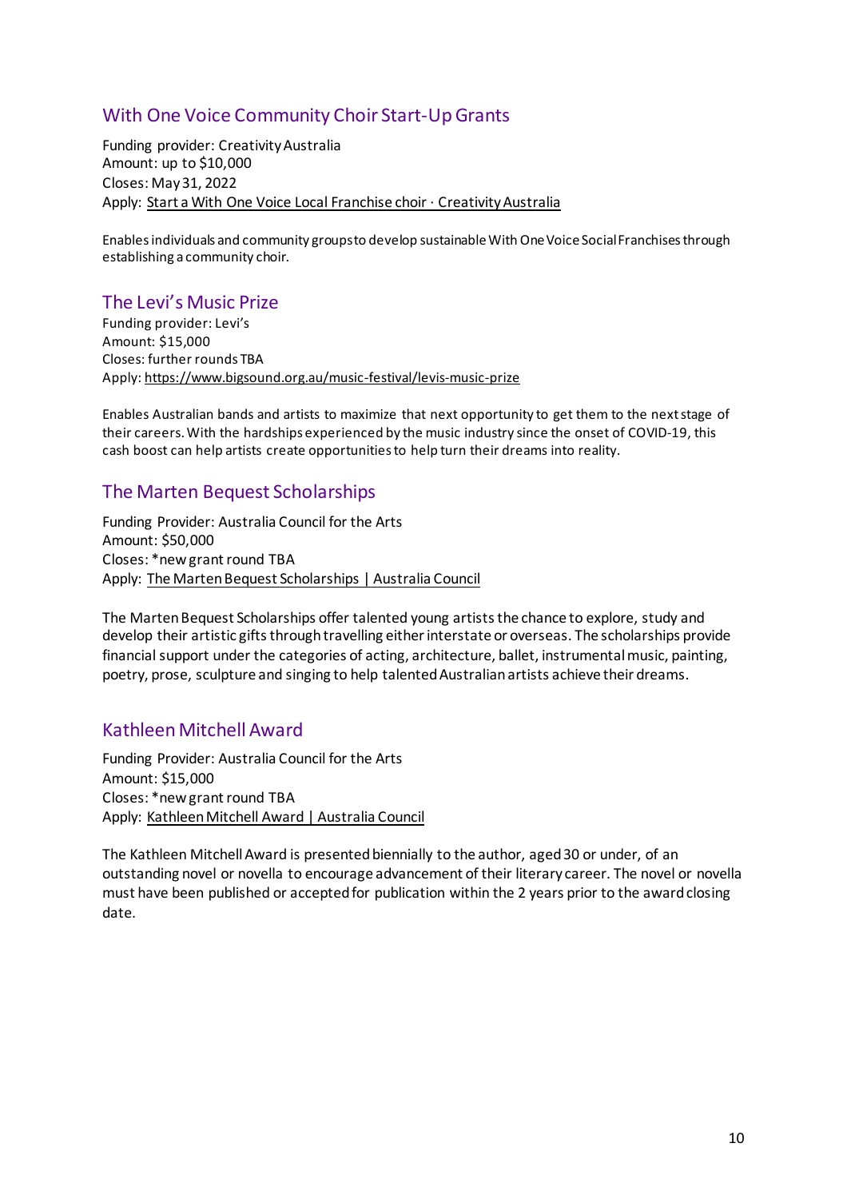## With One Voice Community Choir Start-Up Grants

Funding provider: Creativity Australia
Amount: up to $10,000
Closes: May 31, 2022
Apply: Start a With One Voice Local Franchise choir · Creativity Australia

Enables individuals and community groups to develop sustainable With One Voice Social Franchises through establishing a community choir.

## The Levi's Music Prize

Funding provider: Levi's
Amount: $15,000
Closes: further rounds TBA
Apply: https://www.bigsound.org.au/music-festival/levis-music-prize

Enables Australian bands and artists to maximize that next opportunity to get them to the next stage of their careers. With the hardships experienced by the music industry since the onset of COVID-19, this cash boost can help artists create opportunities to help turn their dreams into reality.

## The Marten Bequest Scholarships

Funding Provider: Australia Council for the Arts
Amount: $50,000
Closes: *new grant round TBA
Apply: The Marten Bequest Scholarships | Australia Council

The Marten Bequest Scholarships offer talented young artists the chance to explore, study and develop their artistic gifts through travelling either interstate or overseas. The scholarships provide financial support under the categories of acting, architecture, ballet, instrumental music, painting, poetry, prose, sculpture and singing to help talented Australian artists achieve their dreams.

## Kathleen Mitchell Award

Funding Provider: Australia Council for the Arts
Amount: $15,000
Closes: *new grant round TBA
Apply: Kathleen Mitchell Award | Australia Council

The Kathleen Mitchell Award is presented biennially to the author, aged 30 or under, of an outstanding novel or novella to encourage advancement of their literary career. The novel or novella must have been published or accepted for publication within the 2 years prior to the award closing date.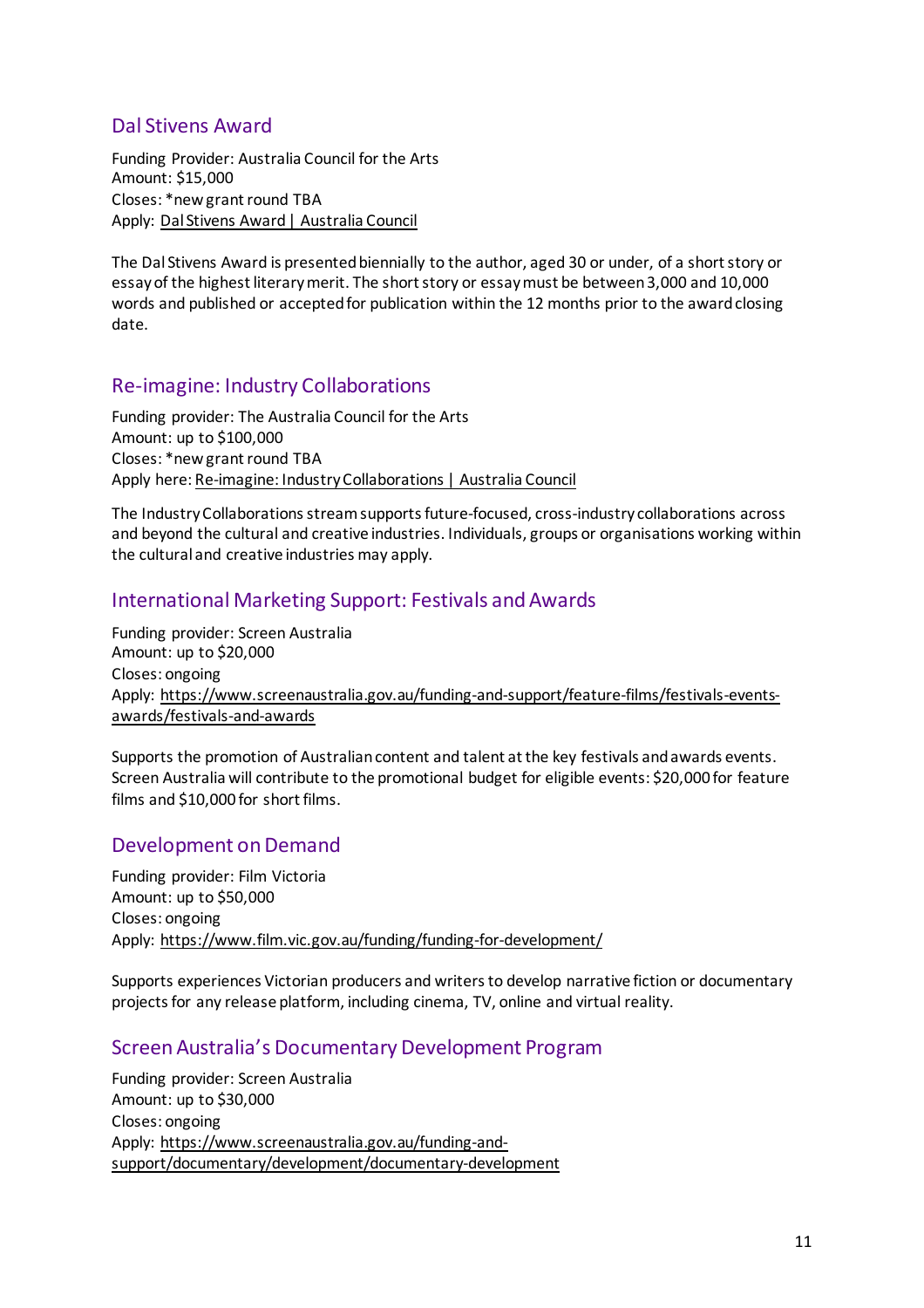## Dal Stivens Award

Funding Provider: Australia Council for the Arts
Amount: $15,000
Closes: *new grant round TBA
Apply: Dal Stivens Award | Australia Council

The Dal Stivens Award is presented biennially to the author, aged 30 or under, of a short story or essay of the highest literary merit. The short story or essay must be between 3,000 and 10,000 words and published or accepted for publication within the 12 months prior to the award closing date.

## Re-imagine: Industry Collaborations

Funding provider: The Australia Council for the Arts
Amount: up to $100,000
Closes: *new grant round TBA
Apply here: Re-imagine: Industry Collaborations | Australia Council

The Industry Collaborations stream supports future-focused, cross-industry collaborations across and beyond the cultural and creative industries. Individuals, groups or organisations working within the cultural and creative industries may apply.

## International Marketing Support: Festivals and Awards

Funding provider: Screen Australia
Amount: up to $20,000
Closes: ongoing
Apply: https://www.screenaustralia.gov.au/funding-and-support/feature-films/festivals-events-awards/festivals-and-awards

Supports the promotion of Australian content and talent at the key festivals and awards events. Screen Australia will contribute to the promotional budget for eligible events: $20,000 for feature films and $10,000 for short films.

## Development on Demand

Funding provider: Film Victoria
Amount: up to $50,000
Closes: ongoing
Apply: https://www.film.vic.gov.au/funding/funding-for-development/

Supports experiences Victorian producers and writers to develop narrative fiction or documentary projects for any release platform, including cinema, TV, online and virtual reality.

## Screen Australia's Documentary Development Program

Funding provider: Screen Australia
Amount: up to $30,000
Closes: ongoing
Apply: https://www.screenaustralia.gov.au/funding-and-support/documentary/development/documentary-development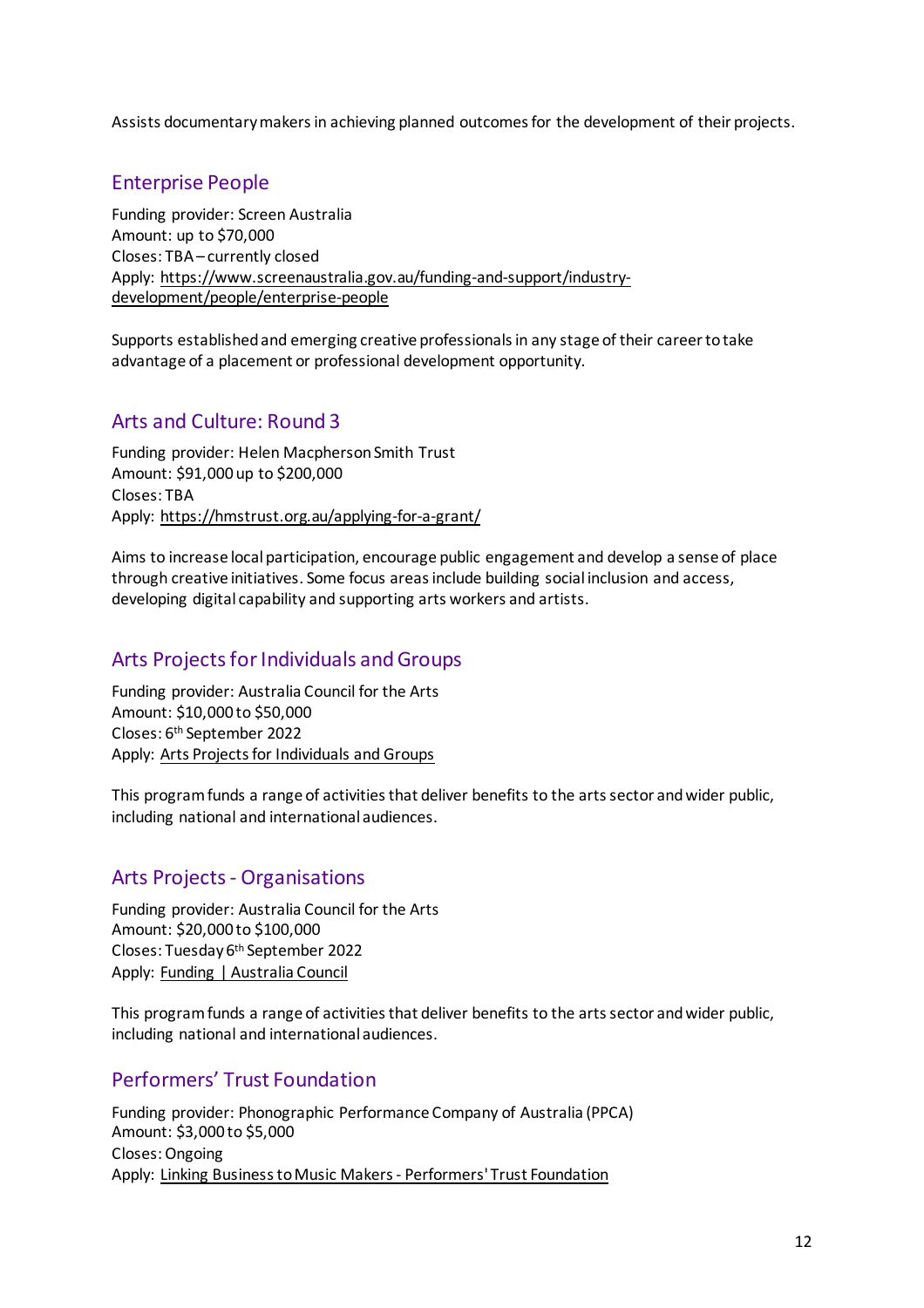Assists documentary makers in achieving planned outcomes for the development of their projects.

## Enterprise People

Funding provider: Screen Australia
Amount: up to $70,000
Closes: TBA – currently closed
Apply: https://www.screenaustralia.gov.au/funding-and-support/industry-development/people/enterprise-people

Supports established and emerging creative professionals in any stage of their career to take advantage of a placement or professional development opportunity.

## Arts and Culture: Round 3

Funding provider: Helen Macpherson Smith Trust
Amount: $91,000 up to $200,000
Closes: TBA
Apply: https://hmstrust.org.au/applying-for-a-grant/

Aims to increase local participation, encourage public engagement and develop a sense of place through creative initiatives. Some focus areas include building social inclusion and access, developing digital capability and supporting arts workers and artists.

## Arts Projects for Individuals and Groups

Funding provider: Australia Council for the Arts
Amount: $10,000 to $50,000
Closes: 6th September 2022
Apply: Arts Projects for Individuals and Groups

This program funds a range of activities that deliver benefits to the arts sector and wider public, including national and international audiences.

## Arts Projects - Organisations

Funding provider: Australia Council for the Arts
Amount: $20,000 to $100,000
Closes: Tuesday 6th September 2022
Apply: Funding | Australia Council

This program funds a range of activities that deliver benefits to the arts sector and wider public, including national and international audiences.

## Performers' Trust Foundation

Funding provider: Phonographic Performance Company of Australia (PPCA)
Amount: $3,000 to $5,000
Closes: Ongoing
Apply: Linking Business to Music Makers - Performers' Trust Foundation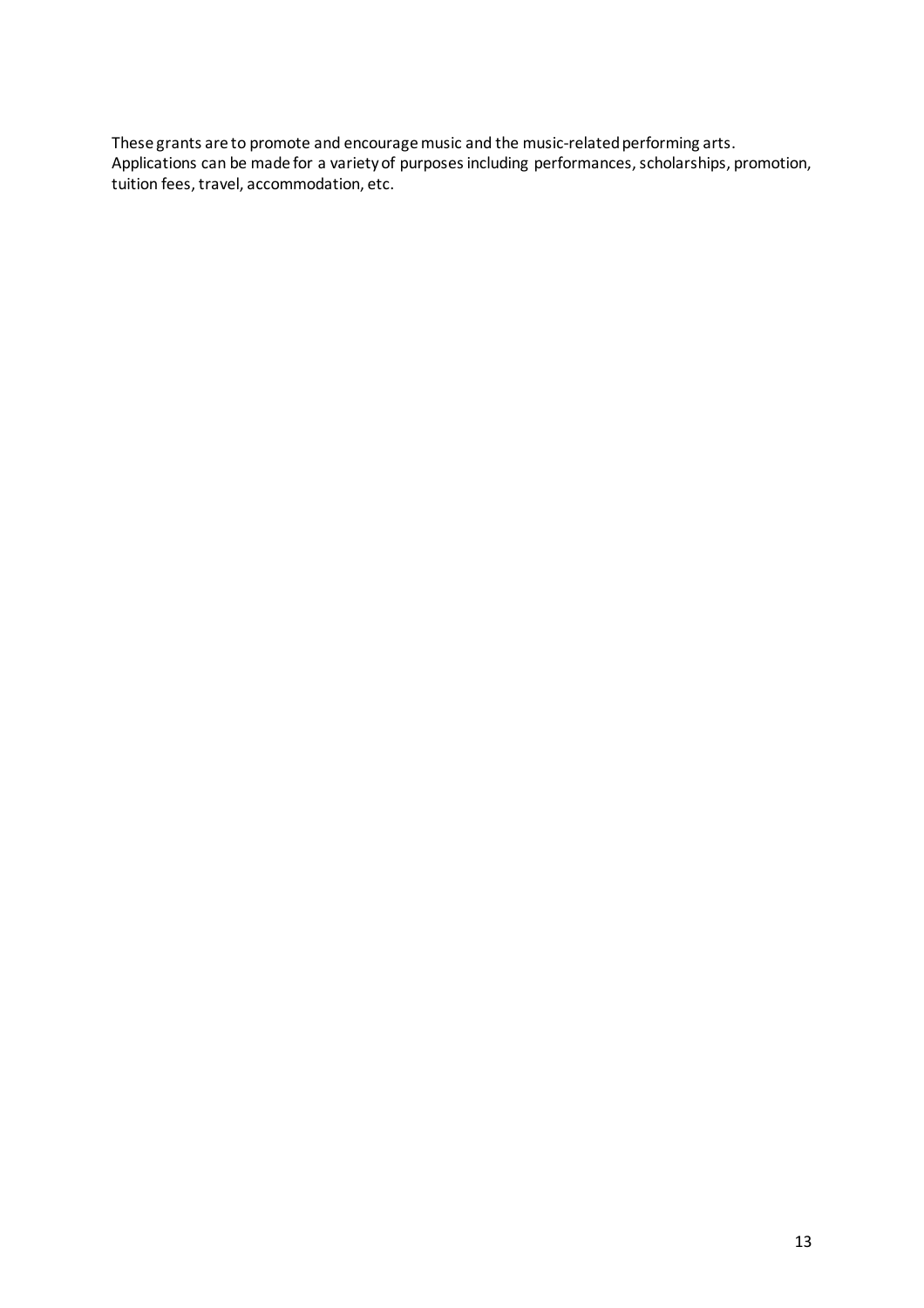These grants are to promote and encourage music and the music-related performing arts. Applications can be made for a variety of purposes including performances, scholarships, promotion, tuition fees, travel, accommodation, etc.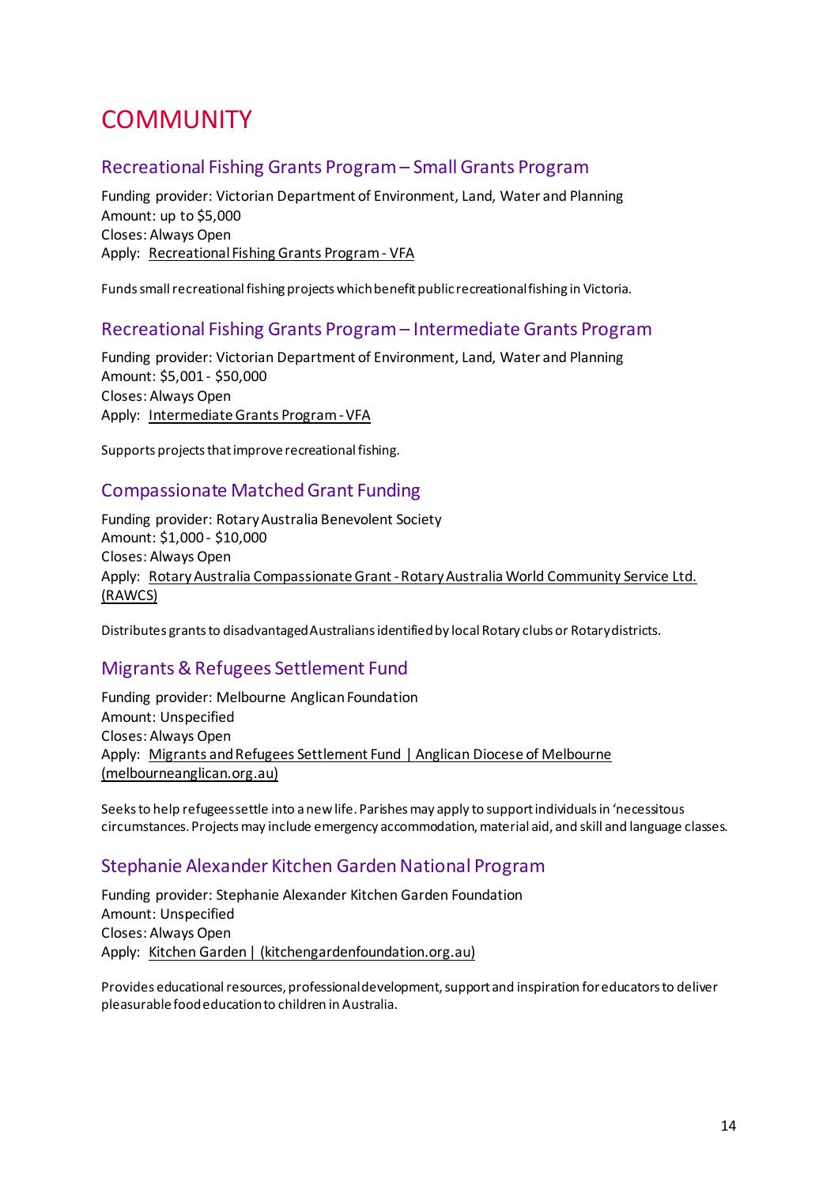# COMMUNITY

## Recreational Fishing Grants Program – Small Grants Program

Funding provider: Victorian Department of Environment, Land, Water and Planning
Amount: up to $5,000
Closes: Always Open
Apply: Recreational Fishing Grants Program - VFA

Funds small recreational fishing projects which benefit public recreational fishing in Victoria.

## Recreational Fishing Grants Program – Intermediate Grants Program

Funding provider: Victorian Department of Environment, Land, Water and Planning
Amount: $5,001 - $50,000
Closes: Always Open
Apply: Intermediate Grants Program - VFA

Supports projects that improve recreational fishing.

## Compassionate Matched Grant Funding

Funding provider: Rotary Australia Benevolent Society
Amount: $1,000 - $10,000
Closes: Always Open
Apply: Rotary Australia Compassionate Grant - Rotary Australia World Community Service Ltd. (RAWCS)

Distributes grants to disadvantaged Australians identified by local Rotary clubs or Rotary districts.

## Migrants & Refugees Settlement Fund

Funding provider: Melbourne Anglican Foundation
Amount: Unspecified
Closes: Always Open
Apply: Migrants and Refugees Settlement Fund | Anglican Diocese of Melbourne (melbourneanglican.org.au)

Seeks to help refugees settle into a new life. Parishes may apply to support individuals in 'necessitous circumstances. Projects may include emergency accommodation, material aid, and skill and language classes.

## Stephanie Alexander Kitchen Garden National Program

Funding provider: Stephanie Alexander Kitchen Garden Foundation
Amount: Unspecified
Closes: Always Open
Apply: Kitchen Garden | (kitchengardenfoundation.org.au)

Provides educational resources, professional development, support and inspiration for educators to deliver pleasurable food education to children in Australia.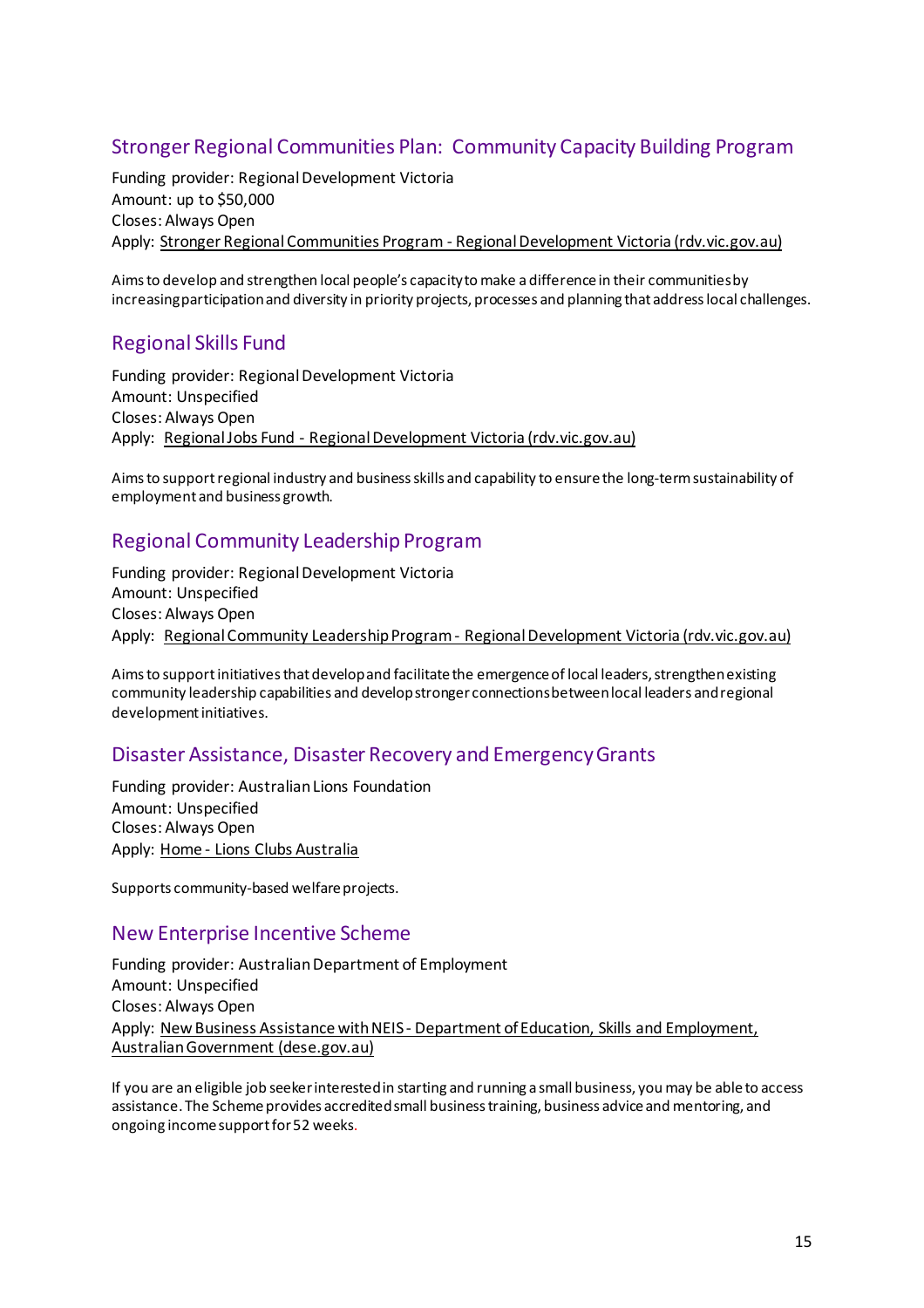## Stronger Regional Communities Plan: Community Capacity Building Program

Funding provider: Regional Development Victoria
Amount: up to $50,000
Closes: Always Open
Apply: Stronger Regional Communities Program - Regional Development Victoria (rdv.vic.gov.au)

Aims to develop and strengthen local people's capacity to make a difference in their communities by increasing participation and diversity in priority projects, processes and planning that address local challenges.

## Regional Skills Fund

Funding provider: Regional Development Victoria
Amount: Unspecified
Closes: Always Open
Apply: Regional Jobs Fund - Regional Development Victoria (rdv.vic.gov.au)

Aims to support regional industry and business skills and capability to ensure the long-term sustainability of employment and business growth.

## Regional Community Leadership Program

Funding provider: Regional Development Victoria
Amount: Unspecified
Closes: Always Open
Apply: Regional Community Leadership Program - Regional Development Victoria (rdv.vic.gov.au)

Aims to support initiatives that develop and facilitate the emergence of local leaders, strengthen existing community leadership capabilities and develop stronger connections between local leaders and regional development initiatives.

## Disaster Assistance, Disaster Recovery and Emergency Grants

Funding provider: Australian Lions Foundation
Amount: Unspecified
Closes: Always Open
Apply: Home - Lions Clubs Australia

Supports community-based welfare projects.

## New Enterprise Incentive Scheme

Funding provider: Australian Department of Employment
Amount: Unspecified
Closes: Always Open
Apply: New Business Assistance with NEIS - Department of Education, Skills and Employment, Australian Government (dese.gov.au)

If you are an eligible job seeker interested in starting and running a small business, you may be able to access assistance. The Scheme provides accredited small business training, business advice and mentoring, and ongoing income support for 52 weeks.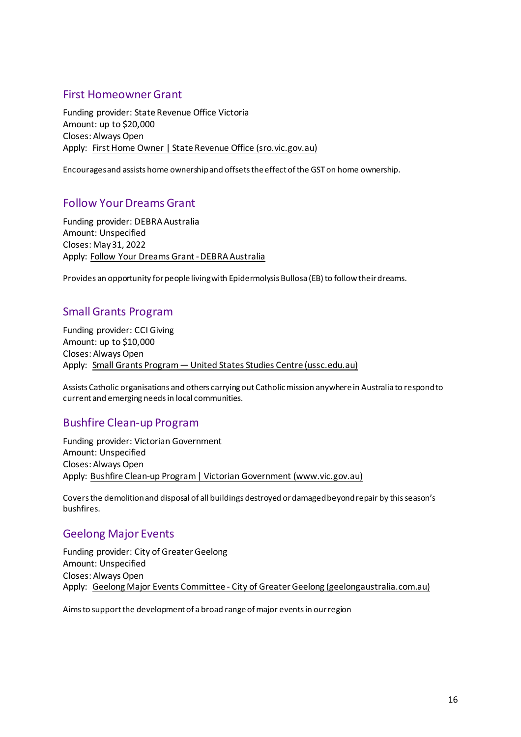## First Homeowner Grant

Funding provider: State Revenue Office Victoria
Amount: up to $20,000
Closes: Always Open
Apply: First Home Owner | State Revenue Office (sro.vic.gov.au)

Encourages and assists home ownership and offsets the effect of the GST on home ownership.

## Follow Your Dreams Grant

Funding provider: DEBRA Australia
Amount: Unspecified
Closes: May 31, 2022
Apply: Follow Your Dreams Grant - DEBRA Australia

Provides an opportunity for people living with Epidermolysis Bullosa (EB) to follow their dreams.

## Small Grants Program

Funding provider: CCI Giving
Amount: up to $10,000
Closes: Always Open
Apply: Small Grants Program — United States Studies Centre (ussc.edu.au)

Assists Catholic organisations and others carrying out Catholic mission anywhere in Australia to respond to current and emerging needs in local communities.

## Bushfire Clean-up Program

Funding provider: Victorian Government
Amount: Unspecified
Closes: Always Open
Apply: Bushfire Clean-up Program | Victorian Government (www.vic.gov.au)

Covers the demolition and disposal of all buildings destroyed or damaged beyond repair by this season's bushfires.

## Geelong Major Events

Funding provider: City of Greater Geelong
Amount: Unspecified
Closes: Always Open
Apply: Geelong Major Events Committee - City of Greater Geelong (geelongaustralia.com.au)

Aims to support the development of a broad range of major events in our region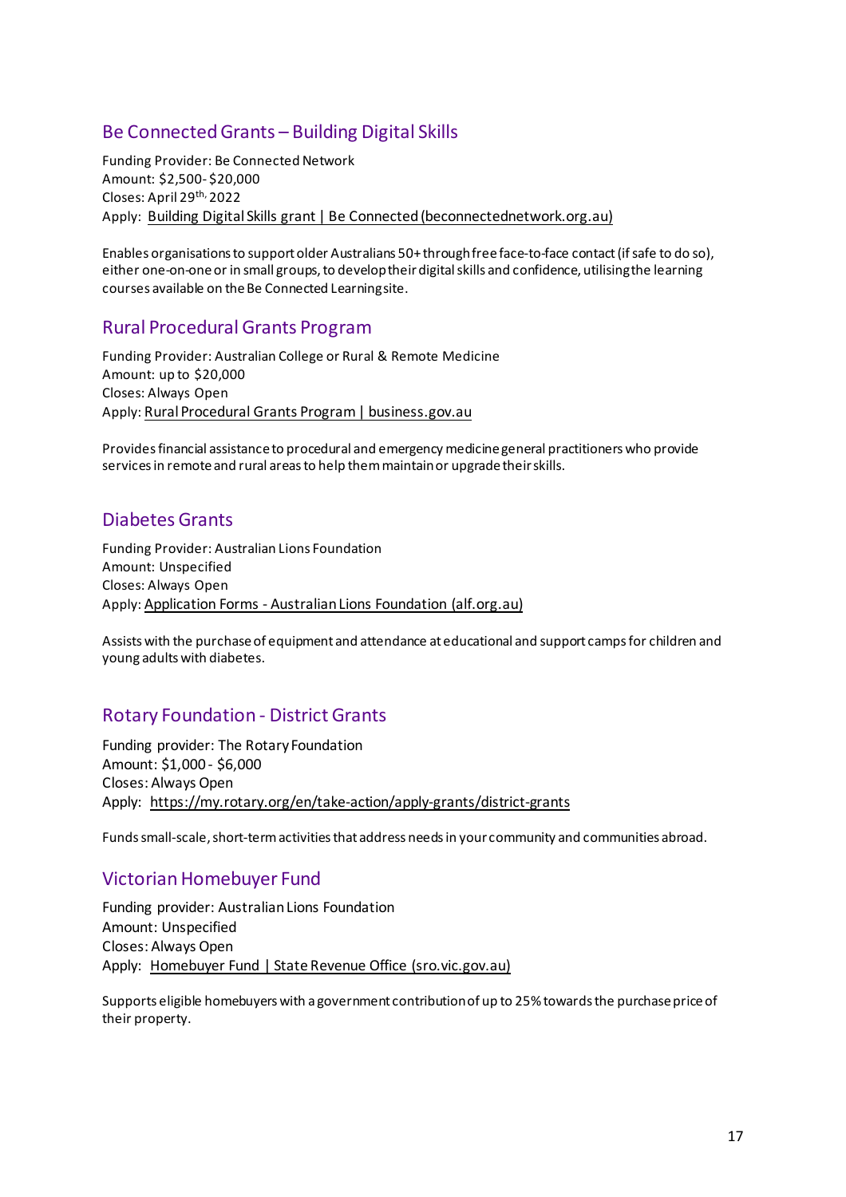## Be Connected Grants – Building Digital Skills

Funding Provider: Be Connected Network
Amount: $2,500- $20,000
Closes: April 29th, 2022
Apply: Building Digital Skills grant | Be Connected (beconnectednetwork.org.au)

Enables organisations to support older Australians 50+ through free face-to-face contact (if safe to do so), either one-on-one or in small groups, to develop their digital skills and confidence, utilising the learning courses available on the Be Connected Learning site.

## Rural Procedural Grants Program

Funding Provider: Australian College or Rural & Remote Medicine
Amount: up to $20,000
Closes: Always Open
Apply: Rural Procedural Grants Program | business.gov.au

Provides financial assistance to procedural and emergency medicine general practitioners who provide services in remote and rural areas to help them maintain or upgrade their skills.

## Diabetes Grants

Funding Provider: Australian Lions Foundation
Amount: Unspecified
Closes: Always Open
Apply: Application Forms - Australian Lions Foundation (alf.org.au)

Assists with the purchase of equipment and attendance at educational and support camps for children and young adults with diabetes.

## Rotary Foundation - District Grants

Funding provider: The Rotary Foundation
Amount: $1,000 - $6,000
Closes: Always Open
Apply: https://my.rotary.org/en/take-action/apply-grants/district-grants

Funds small-scale, short-term activities that address needs in your community and communities abroad.

## Victorian Homebuyer Fund

Funding provider: Australian Lions Foundation
Amount: Unspecified
Closes: Always Open
Apply: Homebuyer Fund | State Revenue Office (sro.vic.gov.au)

Supports eligible homebuyers with a government contribution of up to 25% towards the purchase price of their property.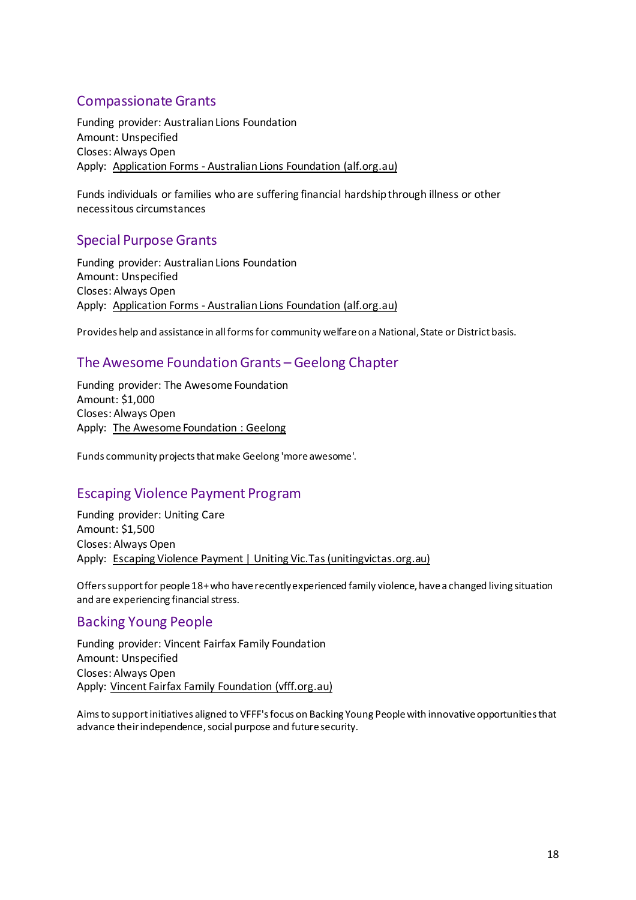## Compassionate Grants

Funding provider: Australian Lions Foundation
Amount: Unspecified
Closes: Always Open
Apply: Application Forms - Australian Lions Foundation (alf.org.au)

Funds individuals or families who are suffering financial hardship through illness or other necessitous circumstances

## Special Purpose Grants

Funding provider: Australian Lions Foundation
Amount: Unspecified
Closes: Always Open
Apply: Application Forms - Australian Lions Foundation (alf.org.au)

Provides help and assistance in all forms for community welfare on a National, State or District basis.

## The Awesome Foundation Grants – Geelong Chapter

Funding provider: The Awesome Foundation
Amount: $1,000
Closes: Always Open
Apply: The Awesome Foundation : Geelong

Funds community projects that make Geelong 'more awesome'.

## Escaping Violence Payment Program

Funding provider: Uniting Care
Amount: $1,500
Closes: Always Open
Apply: Escaping Violence Payment | Uniting Vic.Tas (unitingvictas.org.au)

Offers support for people 18+ who have recently experienced family violence, have a changed living situation and are experiencing financial stress.

## Backing Young People

Funding provider: Vincent Fairfax Family Foundation
Amount: Unspecified
Closes: Always Open
Apply: Vincent Fairfax Family Foundation (vfff.org.au)

Aims to support initiatives aligned to VFFF's focus on Backing Young People with innovative opportunities that advance their independence, social purpose and future security.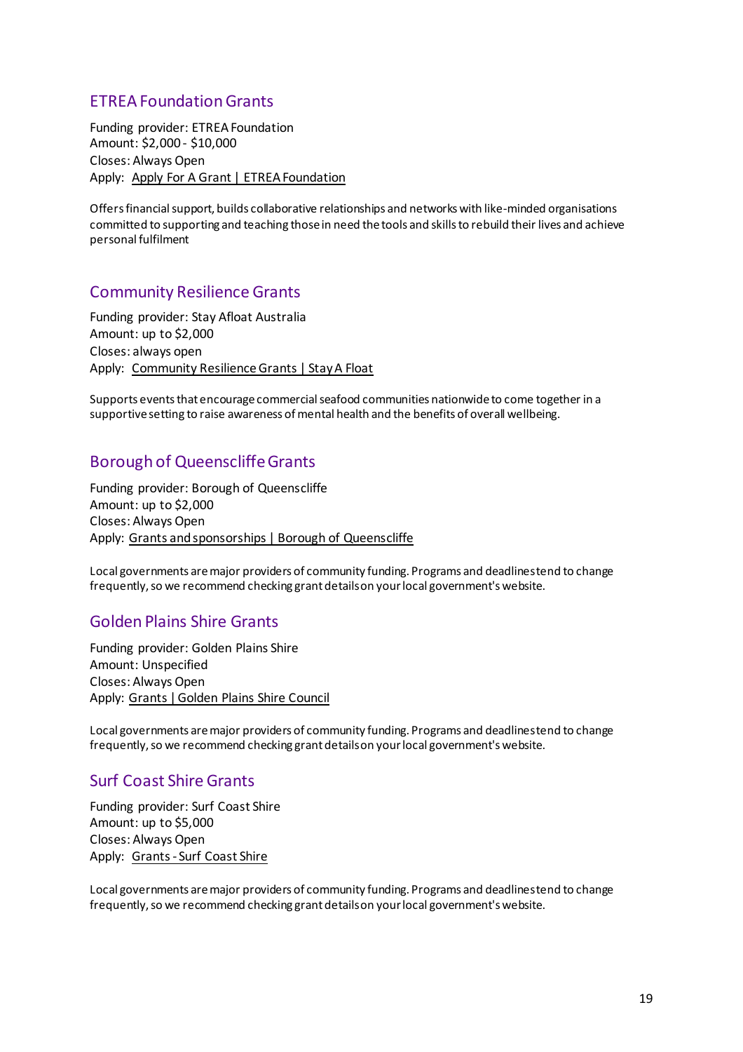## ETREA Foundation Grants

Funding provider: ETREA Foundation
Amount: $2,000 - $10,000
Closes: Always Open
Apply: Apply For A Grant | ETREA Foundation

Offers financial support, builds collaborative relationships and networks with like-minded organisations committed to supporting and teaching those in need the tools and skills to rebuild their lives and achieve personal fulfilment

## Community Resilience Grants

Funding provider: Stay Afloat Australia
Amount: up to $2,000
Closes: always open
Apply: Community Resilience Grants | Stay A Float

Supports events that encourage commercial seafood communities nationwide to come together in a supportive setting to raise awareness of mental health and the benefits of overall wellbeing.

## Borough of Queenscliffe Grants

Funding provider: Borough of Queenscliffe
Amount: up to $2,000
Closes: Always Open
Apply: Grants and sponsorships | Borough of Queenscliffe

Local governments are major providers of community funding. Programs and deadlines tend to change frequently, so we recommend checking grant details on your local government's website.

## Golden Plains Shire Grants

Funding provider: Golden Plains Shire
Amount: Unspecified
Closes: Always Open
Apply: Grants | Golden Plains Shire Council

Local governments are major providers of community funding. Programs and deadlines tend to change frequently, so we recommend checking grant details on your local government's website.

## Surf Coast Shire Grants

Funding provider: Surf Coast Shire
Amount: up to $5,000
Closes: Always Open
Apply: Grants - Surf Coast Shire

Local governments are major providers of community funding. Programs and deadlines tend to change frequently, so we recommend checking grant details on your local government's website.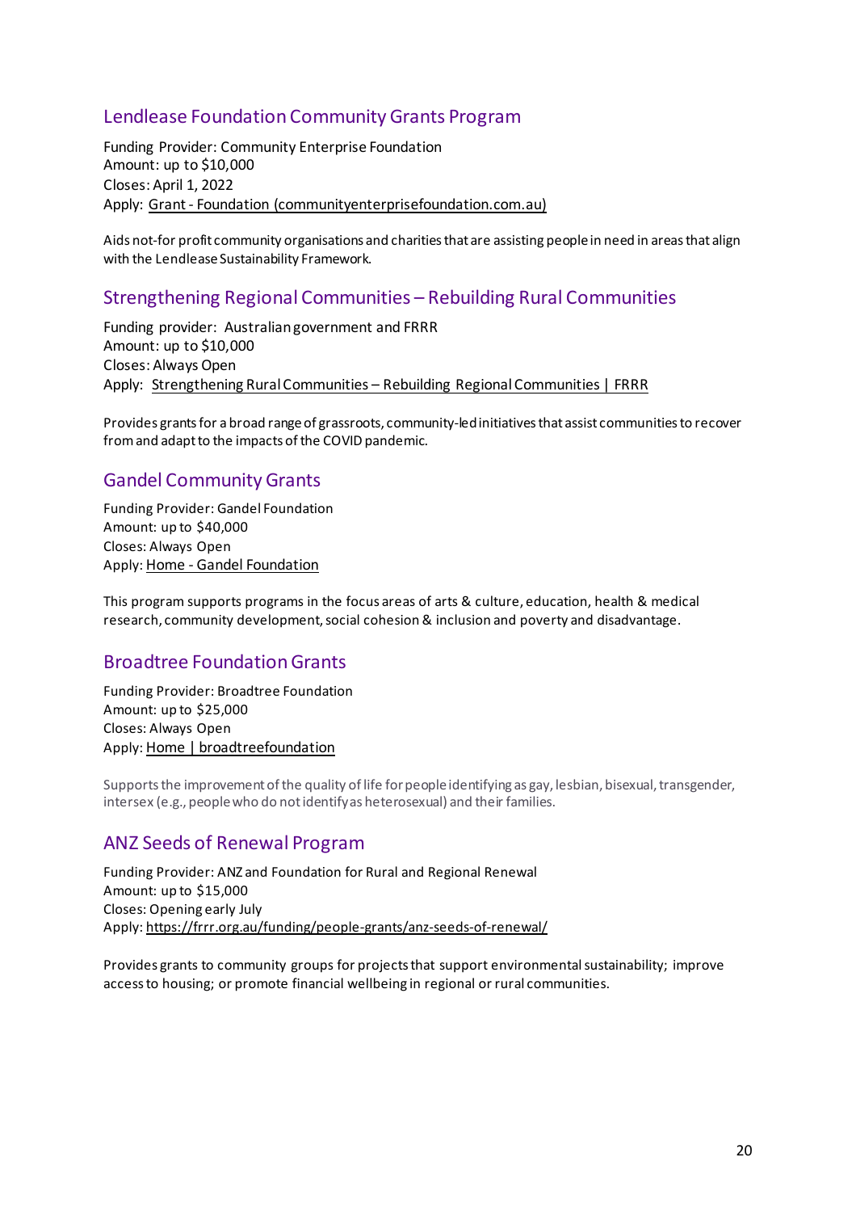## Lendlease Foundation Community Grants Program

Funding Provider: Community Enterprise Foundation
Amount: up to $10,000
Closes: April 1, 2022
Apply: Grant - Foundation (communityenterprisefoundation.com.au)

Aids not-for profit community organisations and charities that are assisting people in need in areas that align with the Lendlease Sustainability Framework.

## Strengthening Regional Communities – Rebuilding Rural Communities

Funding provider: Australian government and FRRR
Amount: up to $10,000
Closes: Always Open
Apply: Strengthening Rural Communities – Rebuilding Regional Communities | FRRR

Provides grants for a broad range of grassroots, community-led initiatives that assist communities to recover from and adapt to the impacts of the COVID pandemic.

## Gandel Community Grants

Funding Provider: Gandel Foundation
Amount: up to $40,000
Closes: Always Open
Apply: Home - Gandel Foundation

This program supports programs in the focus areas of arts & culture, education, health & medical research, community development, social cohesion & inclusion and poverty and disadvantage.

## Broadtree Foundation Grants

Funding Provider: Broadtree Foundation
Amount: up to $25,000
Closes: Always Open
Apply: Home | broadtreefoundation

Supports the improvement of the quality of life for people identifying as gay, lesbian, bisexual, transgender, intersex (e.g., people who do not identify as heterosexual) and their families.

## ANZ Seeds of Renewal Program

Funding Provider: ANZ and Foundation for Rural and Regional Renewal
Amount: up to $15,000
Closes: Opening early July
Apply: https://frrr.org.au/funding/people-grants/anz-seeds-of-renewal/

Provides grants to community groups for projects that support environmental sustainability; improve access to housing; or promote financial wellbeing in regional or rural communities.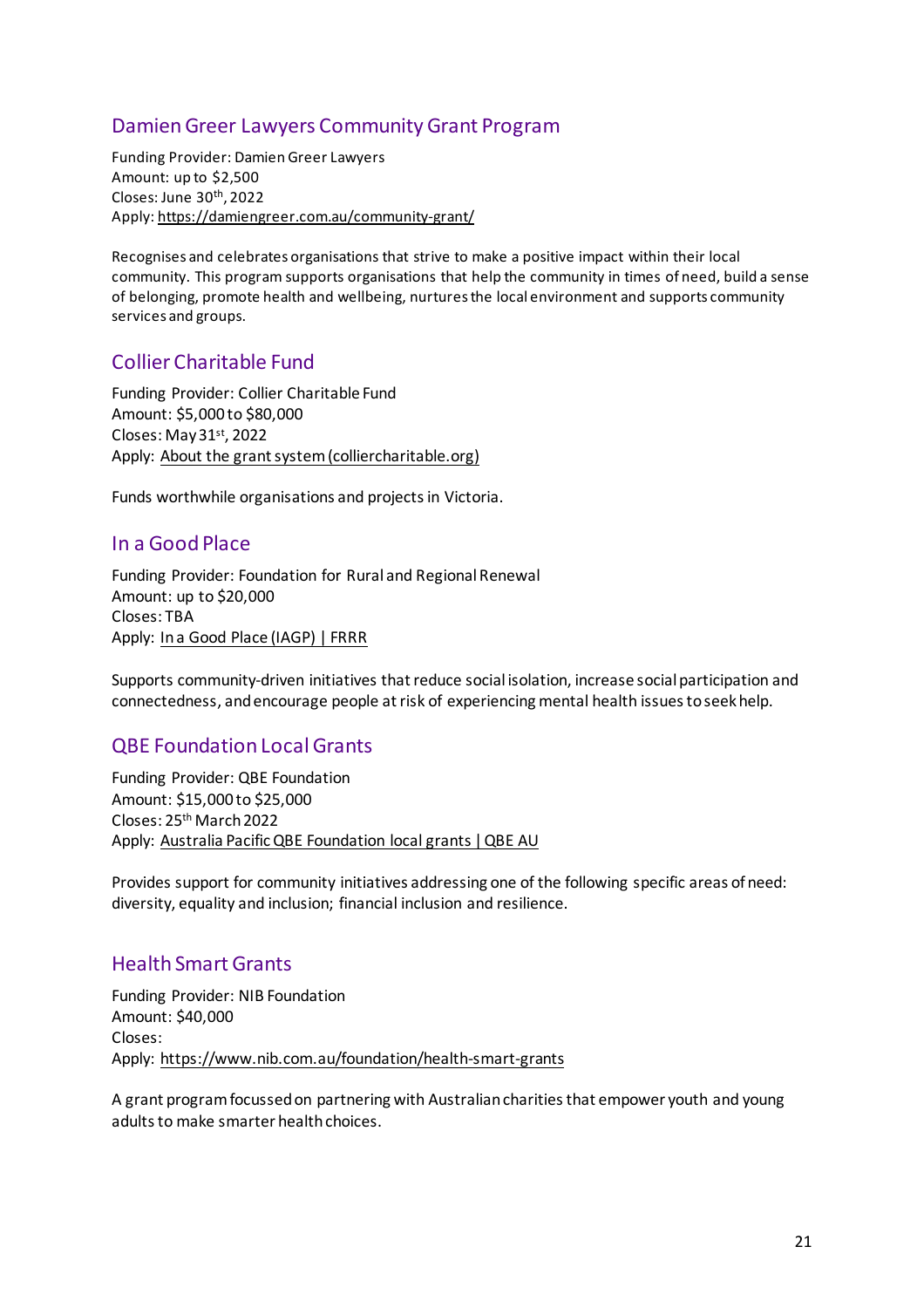## Damien Greer Lawyers Community Grant Program

Funding Provider: Damien Greer Lawyers
Amount: up to $2,500
Closes: June 30th, 2022
Apply: https://damiengreer.com.au/community-grant/

Recognises and celebrates organisations that strive to make a positive impact within their local community. This program supports organisations that help the community in times of need, build a sense of belonging, promote health and wellbeing, nurtures the local environment and supports community services and groups.

## Collier Charitable Fund

Funding Provider: Collier Charitable Fund
Amount: $5,000 to $80,000
Closes: May 31st, 2022
Apply: About the grant system (colliercharitable.org)

Funds worthwhile organisations and projects in Victoria.

## In a Good Place

Funding Provider: Foundation for Rural and Regional Renewal
Amount: up to $20,000
Closes: TBA
Apply: In a Good Place (IAGP) | FRRR

Supports community-driven initiatives that reduce social isolation, increase social participation and connectedness, and encourage people at risk of experiencing mental health issues to seek help.

## QBE Foundation Local Grants

Funding Provider: QBE Foundation
Amount: $15,000 to $25,000
Closes: 25th March 2022
Apply: Australia Pacific QBE Foundation local grants | QBE AU

Provides support for community initiatives addressing one of the following specific areas of need: diversity, equality and inclusion; financial inclusion and resilience.

## Health Smart Grants

Funding Provider: NIB Foundation
Amount: $40,000
Closes:
Apply: https://www.nib.com.au/foundation/health-smart-grants

A grant program focussed on partnering with Australian charities that empower youth and young adults to make smarter health choices.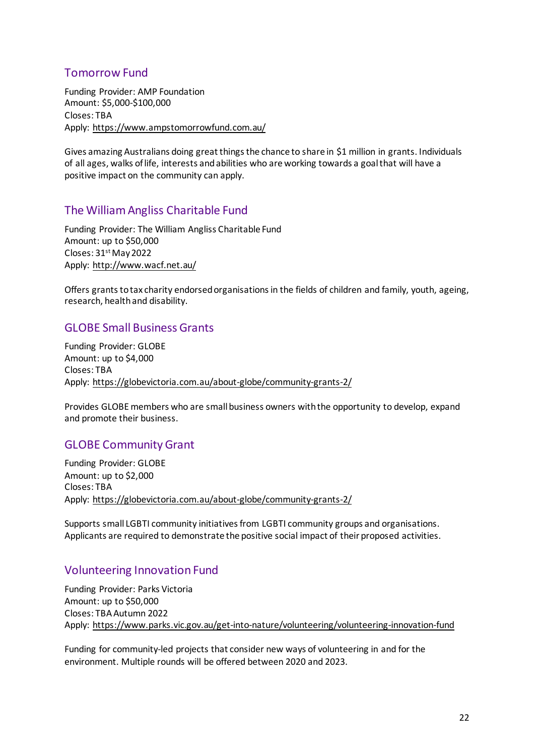## Tomorrow Fund

Funding Provider: AMP Foundation
Amount: $5,000-$100,000
Closes: TBA
Apply: https://www.ampstomorrowfund.com.au/

Gives amazing Australians doing great things the chance to share in $1 million in grants. Individuals of all ages, walks of life, interests and abilities who are working towards a goal that will have a positive impact on the community can apply.

## The William Angliss Charitable Fund

Funding Provider: The William Angliss Charitable Fund
Amount: up to $50,000
Closes: 31st May 2022
Apply: http://www.wacf.net.au/

Offers grants to tax charity endorsed organisations in the fields of children and family, youth, ageing, research, health and disability.

## GLOBE Small Business Grants

Funding Provider: GLOBE
Amount: up to $4,000
Closes: TBA
Apply: https://globevictoria.com.au/about-globe/community-grants-2/

Provides GLOBE members who are small business owners with the opportunity to develop, expand and promote their business.

## GLOBE Community Grant

Funding Provider: GLOBE
Amount: up to $2,000
Closes: TBA
Apply: https://globevictoria.com.au/about-globe/community-grants-2/

Supports small LGBTI community initiatives from LGBTI community groups and organisations. Applicants are required to demonstrate the positive social impact of their proposed activities.

## Volunteering Innovation Fund

Funding Provider: Parks Victoria
Amount: up to $50,000
Closes: TBA Autumn 2022
Apply: https://www.parks.vic.gov.au/get-into-nature/volunteering/volunteering-innovation-fund

Funding for community-led projects that consider new ways of volunteering in and for the environment. Multiple rounds will be offered between 2020 and 2023.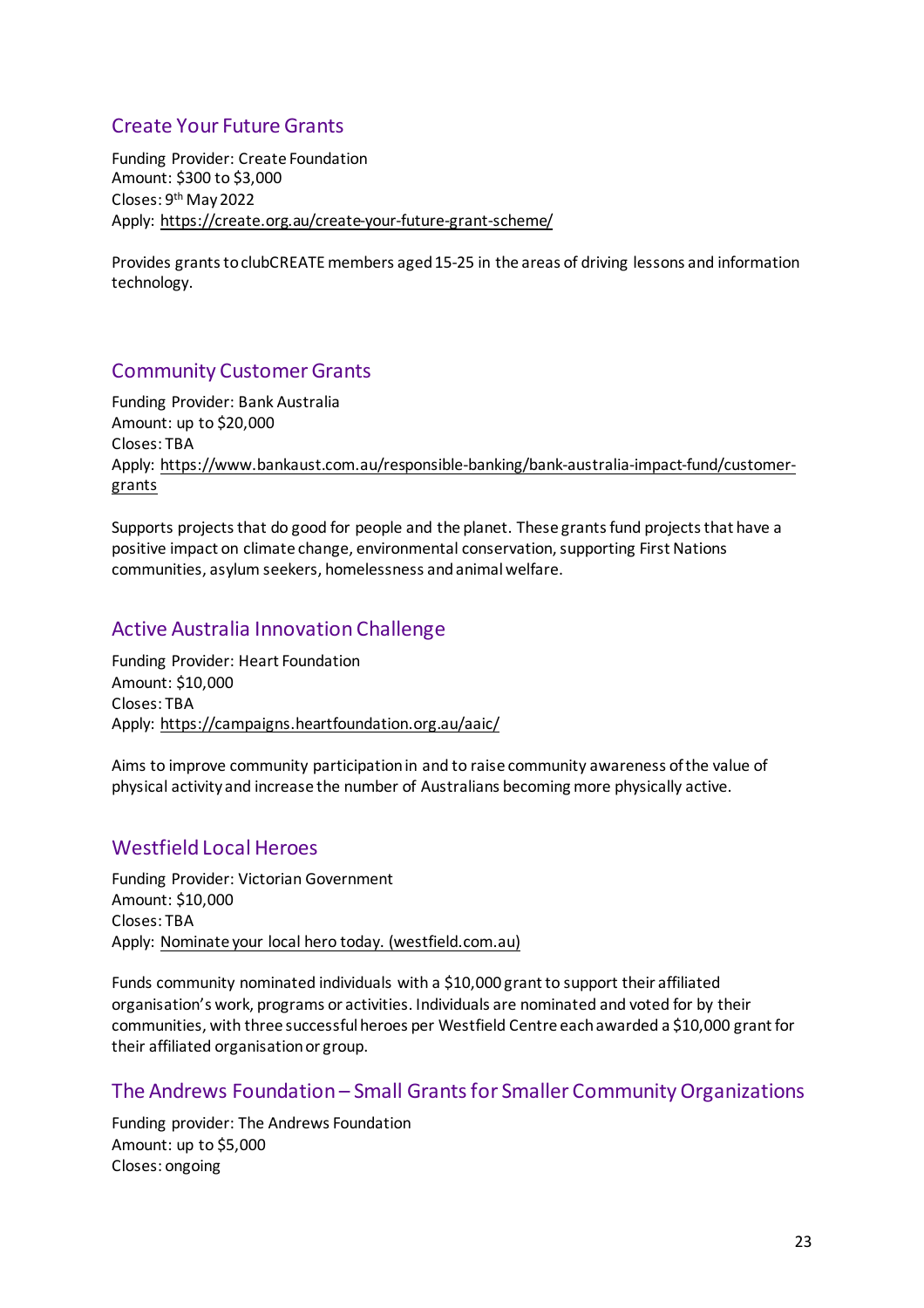## Create Your Future Grants

Funding Provider: Create Foundation
Amount: $300 to $3,000
Closes: 9th May 2022
Apply: https://create.org.au/create-your-future-grant-scheme/

Provides grants to clubCREATE members aged 15-25 in the areas of driving lessons and information technology.

## Community Customer Grants

Funding Provider: Bank Australia
Amount: up to $20,000
Closes: TBA
Apply: https://www.bankaust.com.au/responsible-banking/bank-australia-impact-fund/customer-grants

Supports projects that do good for people and the planet. These grants fund projects that have a positive impact on climate change, environmental conservation, supporting First Nations communities, asylum seekers, homelessness and animal welfare.

## Active Australia Innovation Challenge

Funding Provider: Heart Foundation
Amount: $10,000
Closes: TBA
Apply: https://campaigns.heartfoundation.org.au/aaic/

Aims to improve community participation in and to raise community awareness of the value of physical activity and increase the number of Australians becoming more physically active.

## Westfield Local Heroes

Funding Provider: Victorian Government
Amount: $10,000
Closes: TBA
Apply: Nominate your local hero today. (westfield.com.au)

Funds community nominated individuals with a $10,000 grant to support their affiliated organisation's work, programs or activities. Individuals are nominated and voted for by their communities, with three successful heroes per Westfield Centre each awarded a $10,000 grant for their affiliated organisation or group.

## The Andrews Foundation – Small Grants for Smaller Community Organizations

Funding provider: The Andrews Foundation
Amount: up to $5,000
Closes: ongoing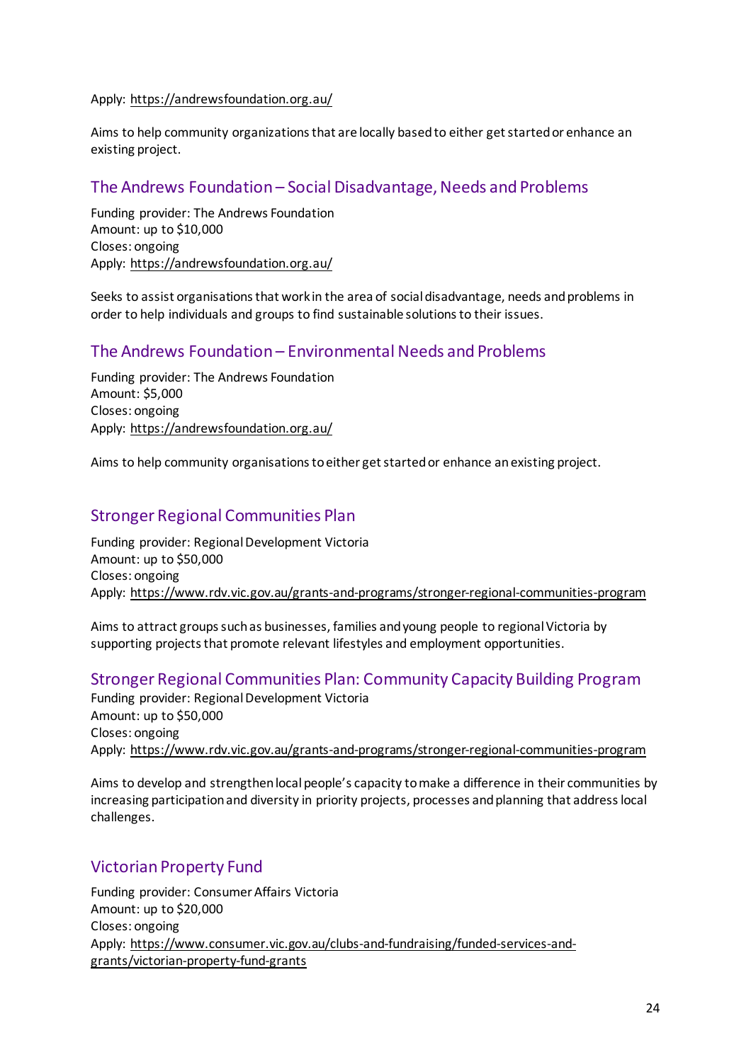Apply: https://andrewsfoundation.org.au/

Aims to help community organizations that are locally based to either get started or enhance an existing project.

## The Andrews Foundation – Social Disadvantage, Needs and Problems

Funding provider: The Andrews Foundation
Amount: up to $10,000
Closes: ongoing
Apply: https://andrewsfoundation.org.au/

Seeks to assist organisations that work in the area of social disadvantage, needs and problems in order to help individuals and groups to find sustainable solutions to their issues.

## The Andrews Foundation – Environmental Needs and Problems

Funding provider: The Andrews Foundation
Amount: $5,000
Closes: ongoing
Apply: https://andrewsfoundation.org.au/

Aims to help community organisations to either get started or enhance an existing project.

## Stronger Regional Communities Plan

Funding provider: Regional Development Victoria
Amount: up to $50,000
Closes: ongoing
Apply: https://www.rdv.vic.gov.au/grants-and-programs/stronger-regional-communities-program

Aims to attract groups such as businesses, families and young people to regional Victoria by supporting projects that promote relevant lifestyles and employment opportunities.

## Stronger Regional Communities Plan: Community Capacity Building Program

Funding provider: Regional Development Victoria
Amount: up to $50,000
Closes: ongoing
Apply: https://www.rdv.vic.gov.au/grants-and-programs/stronger-regional-communities-program

Aims to develop and strengthen local people's capacity to make a difference in their communities by increasing participation and diversity in priority projects, processes and planning that address local challenges.

## Victorian Property Fund

Funding provider: Consumer Affairs Victoria
Amount: up to $20,000
Closes: ongoing
Apply: https://www.consumer.vic.gov.au/clubs-and-fundraising/funded-services-and-grants/victorian-property-fund-grants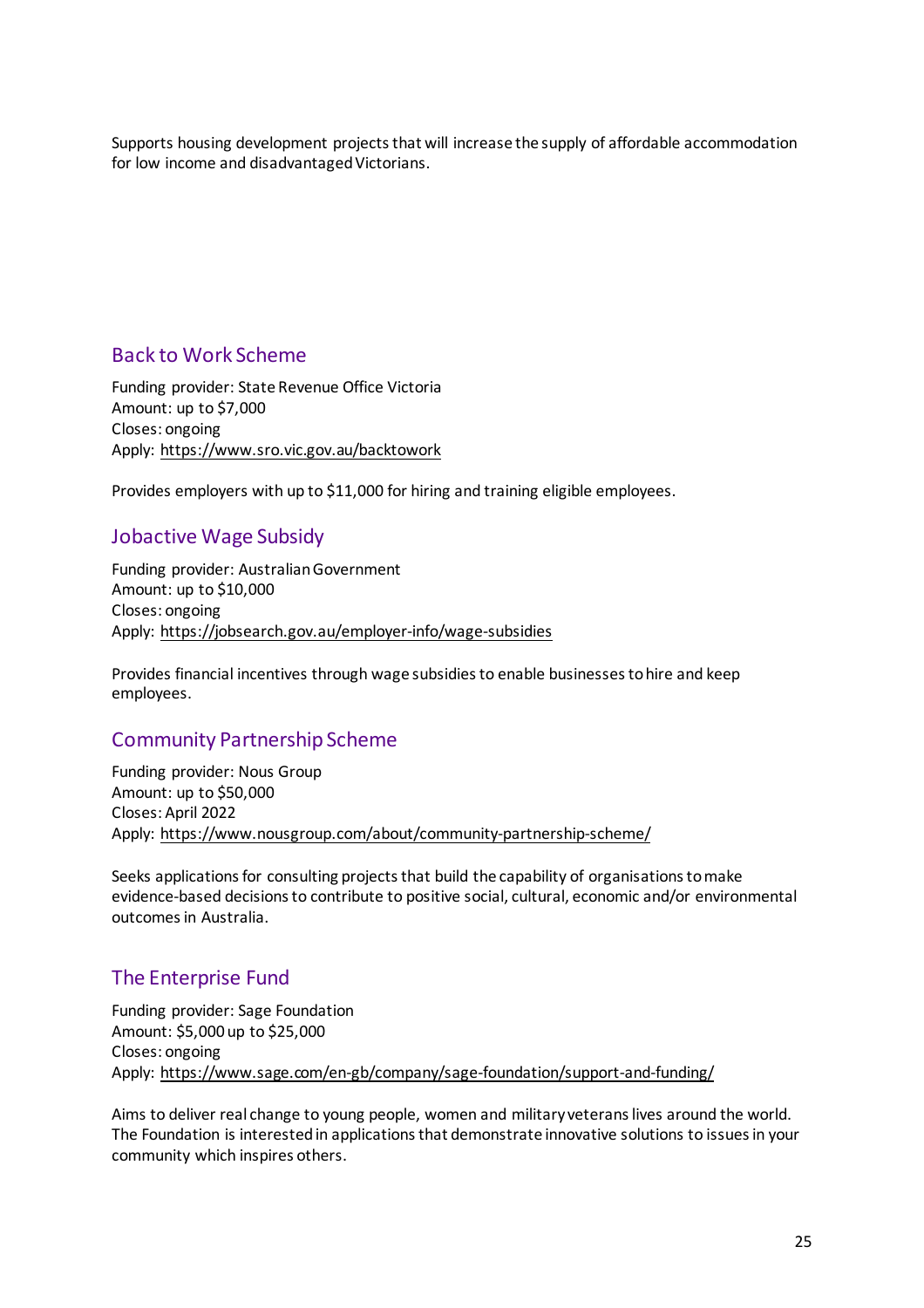Supports housing development projects that will increase the supply of affordable accommodation for low income and disadvantaged Victorians.

## Back to Work Scheme

Funding provider: State Revenue Office Victoria
Amount: up to $7,000
Closes: ongoing
Apply: https://www.sro.vic.gov.au/backtowork

Provides employers with up to $11,000 for hiring and training eligible employees.

## Jobactive Wage Subsidy

Funding provider: Australian Government
Amount: up to $10,000
Closes: ongoing
Apply: https://jobsearch.gov.au/employer-info/wage-subsidies

Provides financial incentives through wage subsidies to enable businesses to hire and keep employees.

## Community Partnership Scheme

Funding provider: Nous Group
Amount: up to $50,000
Closes: April 2022
Apply: https://www.nousgroup.com/about/community-partnership-scheme/

Seeks applications for consulting projects that build the capability of organisations to make evidence-based decisions to contribute to positive social, cultural, economic and/or environmental outcomes in Australia.

## The Enterprise Fund

Funding provider: Sage Foundation
Amount: $5,000 up to $25,000
Closes: ongoing
Apply: https://www.sage.com/en-gb/company/sage-foundation/support-and-funding/

Aims to deliver real change to young people, women and military veterans lives around the world. The Foundation is interested in applications that demonstrate innovative solutions to issues in your community which inspires others.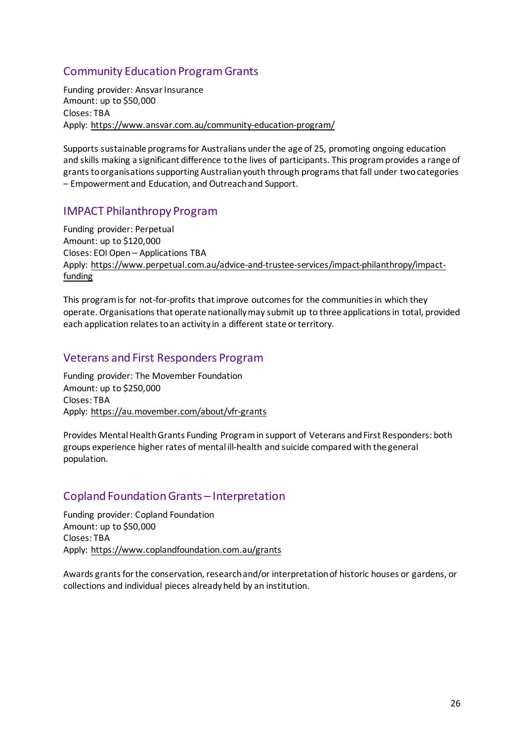## Community Education Program Grants

Funding provider: Ansvar Insurance
Amount: up to $50,000
Closes: TBA
Apply: https://www.ansvar.com.au/community-education-program/

Supports sustainable programs for Australians under the age of 25, promoting ongoing education and skills making a significant difference to the lives of participants. This program provides a range of grants to organisations supporting Australian youth through programs that fall under two categories – Empowerment and Education, and Outreach and Support.

## IMPACT Philanthropy Program

Funding provider: Perpetual
Amount: up to $120,000
Closes: EOI Open – Applications TBA
Apply: https://www.perpetual.com.au/advice-and-trustee-services/impact-philanthropy/impact-funding

This program is for not-for-profits that improve outcomes for the communities in which they operate. Organisations that operate nationally may submit up to three applications in total, provided each application relates to an activity in a different state or territory.

## Veterans and First Responders Program

Funding provider: The Movember Foundation
Amount: up to $250,000
Closes: TBA
Apply: https://au.movember.com/about/vfr-grants

Provides Mental Health Grants Funding Program in support of Veterans and First Responders: both groups experience higher rates of mental ill-health and suicide compared with the general population.

## Copland Foundation Grants – Interpretation

Funding provider: Copland Foundation
Amount: up to $50,000
Closes: TBA
Apply: https://www.coplandfoundation.com.au/grants

Awards grants for the conservation, research and/or interpretation of historic houses or gardens, or collections and individual pieces already held by an institution.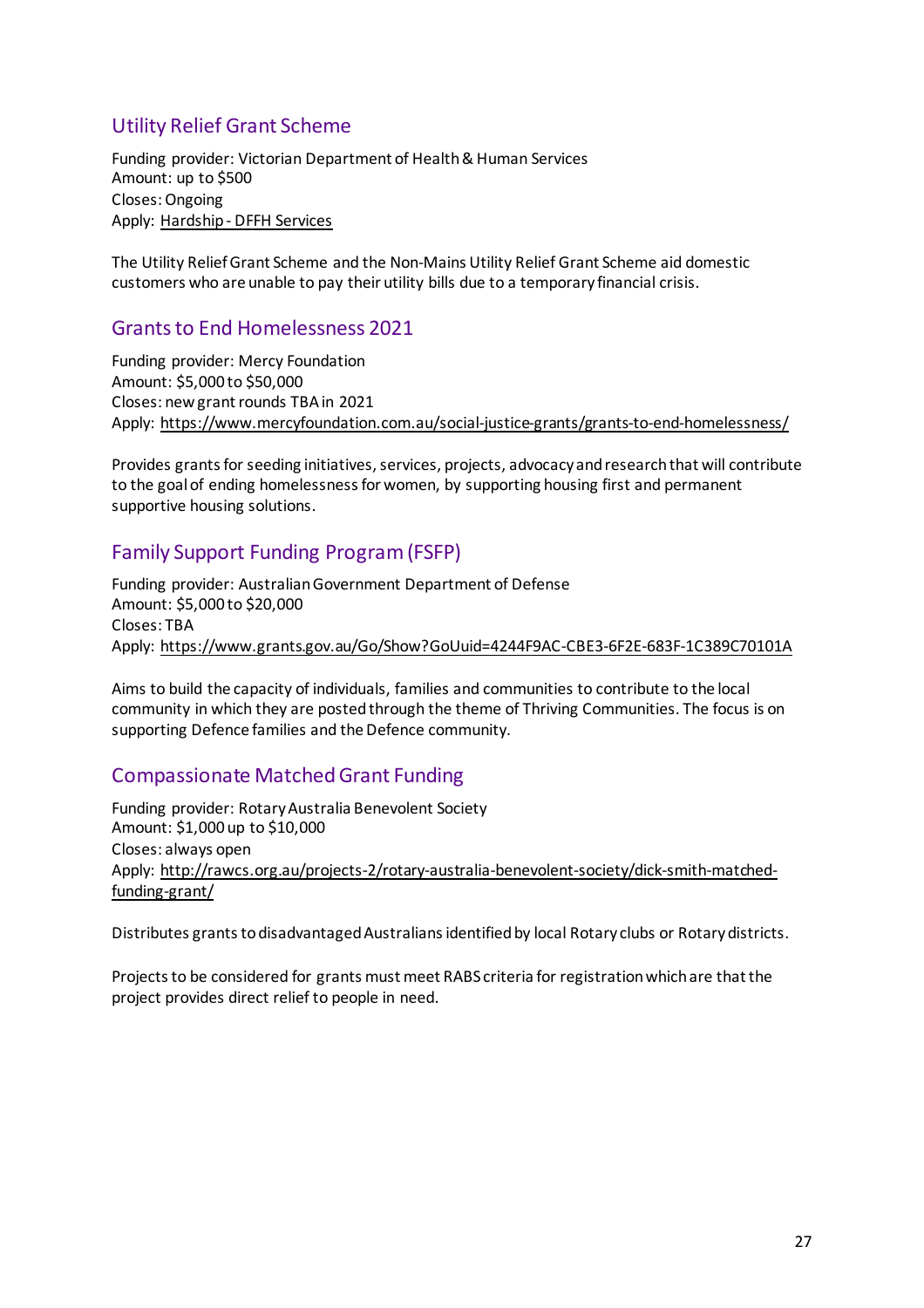## Utility Relief Grant Scheme

Funding provider: Victorian Department of Health & Human Services
Amount: up to $500
Closes: Ongoing
Apply: Hardship - DFFH Services

The Utility Relief Grant Scheme and the Non-Mains Utility Relief Grant Scheme aid domestic customers who are unable to pay their utility bills due to a temporary financial crisis.

## Grants to End Homelessness 2021

Funding provider: Mercy Foundation
Amount: $5,000 to $50,000
Closes: new grant rounds TBA in 2021
Apply: https://www.mercyfoundation.com.au/social-justice-grants/grants-to-end-homelessness/

Provides grants for seeding initiatives, services, projects, advocacy and research that will contribute to the goal of ending homelessness for women, by supporting housing first and permanent supportive housing solutions.

## Family Support Funding Program (FSFP)

Funding provider: Australian Government Department of Defense
Amount: $5,000 to $20,000
Closes: TBA
Apply: https://www.grants.gov.au/Go/Show?GoUuid=4244F9AC-CBE3-6F2E-683F-1C389C70101A

Aims to build the capacity of individuals, families and communities to contribute to the local community in which they are posted through the theme of Thriving Communities. The focus is on supporting Defence families and the Defence community.

## Compassionate Matched Grant Funding

Funding provider: Rotary Australia Benevolent Society
Amount: $1,000 up to $10,000
Closes: always open
Apply: http://rawcs.org.au/projects-2/rotary-australia-benevolent-society/dick-smith-matched-funding-grant/

Distributes grants to disadvantaged Australians identified by local Rotary clubs or Rotary districts.

Projects to be considered for grants must meet RABS criteria for registration which are that the project provides direct relief to people in need.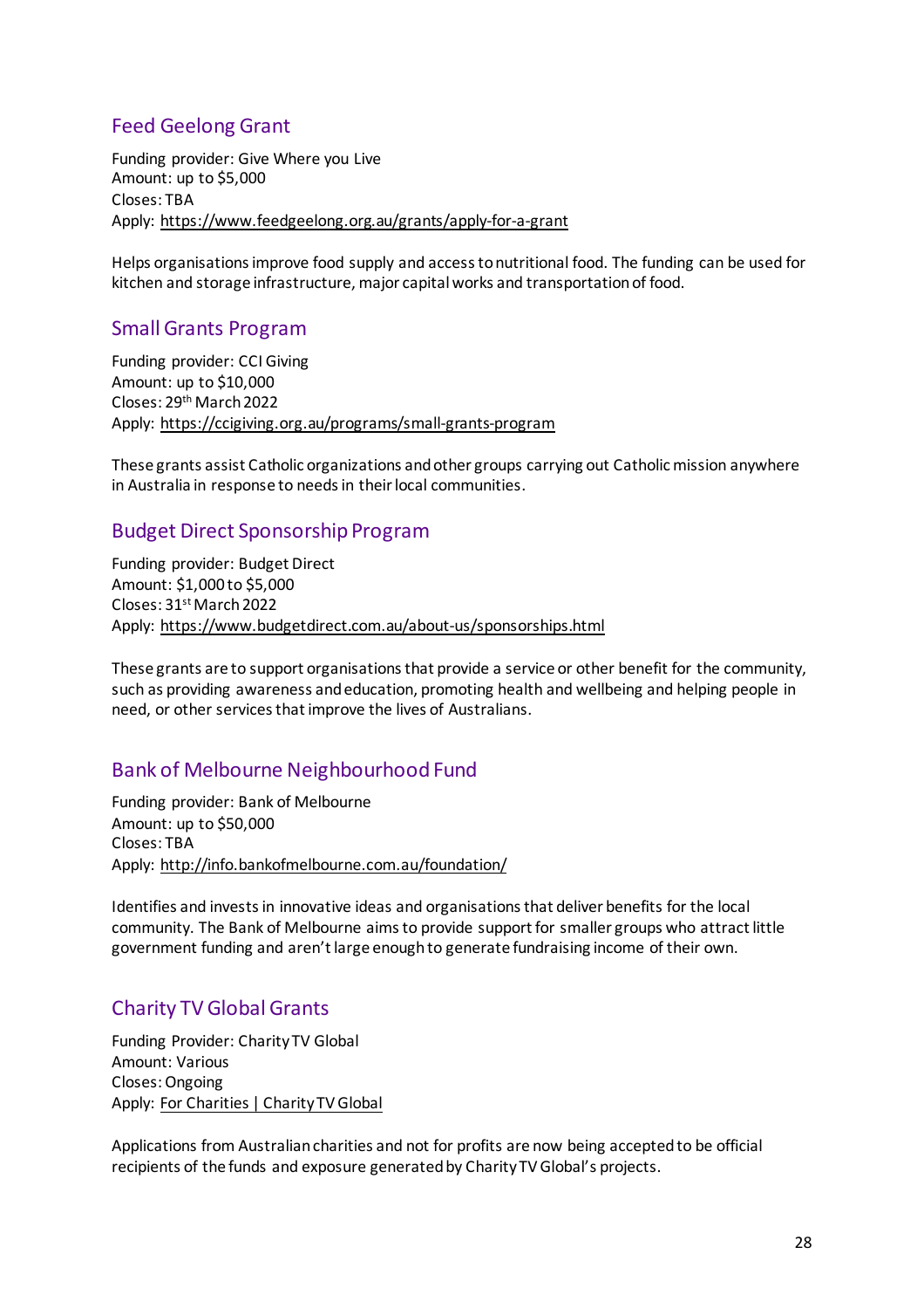## Feed Geelong Grant

Funding provider: Give Where you Live
Amount: up to $5,000
Closes: TBA
Apply: https://www.feedgeelong.org.au/grants/apply-for-a-grant

Helps organisations improve food supply and access to nutritional food. The funding can be used for kitchen and storage infrastructure, major capital works and transportation of food.

## Small Grants Program

Funding provider: CCI Giving
Amount: up to $10,000
Closes: 29th March 2022
Apply: https://ccigiving.org.au/programs/small-grants-program

These grants assist Catholic organizations and other groups carrying out Catholic mission anywhere in Australia in response to needs in their local communities.

## Budget Direct Sponsorship Program

Funding provider: Budget Direct
Amount: $1,000 to $5,000
Closes: 31st March 2022
Apply: https://www.budgetdirect.com.au/about-us/sponsorships.html

These grants are to support organisations that provide a service or other benefit for the community, such as providing awareness and education, promoting health and wellbeing and helping people in need, or other services that improve the lives of Australians.

## Bank of Melbourne Neighbourhood Fund

Funding provider: Bank of Melbourne
Amount: up to $50,000
Closes: TBA
Apply: http://info.bankofmelbourne.com.au/foundation/

Identifies and invests in innovative ideas and organisations that deliver benefits for the local community. The Bank of Melbourne aims to provide support for smaller groups who attract little government funding and aren't large enough to generate fundraising income of their own.

## Charity TV Global Grants

Funding Provider: Charity TV Global
Amount: Various
Closes: Ongoing
Apply: For Charities | Charity TV Global

Applications from Australian charities and not for profits are now being accepted to be official recipients of the funds and exposure generated by Charity TV Global's projects.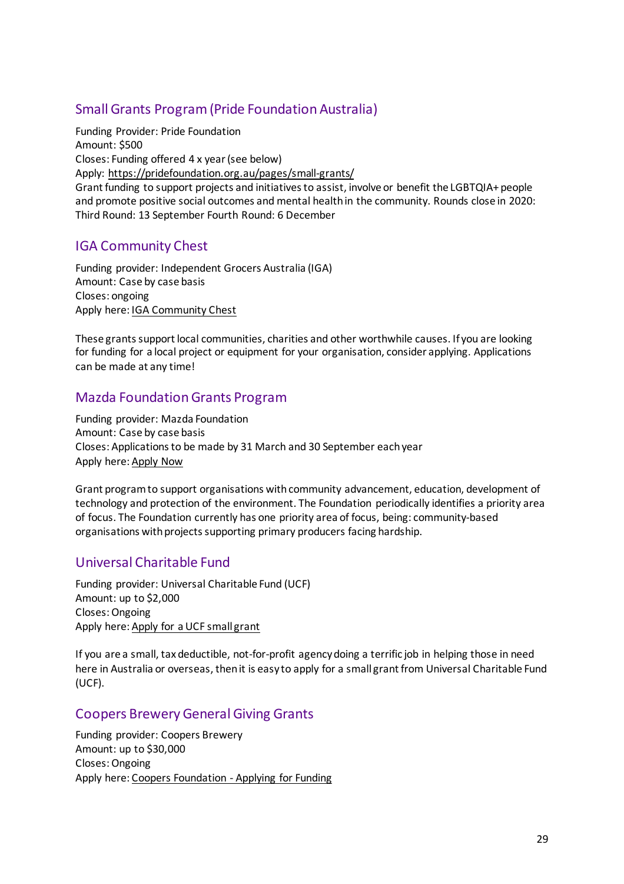## Small Grants Program (Pride Foundation Australia)

Funding Provider: Pride Foundation
Amount: $500
Closes: Funding offered 4 x year (see below)
Apply: https://pridefoundation.org.au/pages/small-grants/
Grant funding to support projects and initiatives to assist, involve or benefit the LGBTQIA+ people and promote positive social outcomes and mental health in the community. Rounds close in 2020: Third Round: 13 September Fourth Round: 6 December

## IGA Community Chest

Funding provider: Independent Grocers Australia (IGA)
Amount: Case by case basis
Closes: ongoing
Apply here: IGA Community Chest

These grants support local communities, charities and other worthwhile causes. If you are looking for funding for a local project or equipment for your organisation, consider applying. Applications can be made at any time!

## Mazda Foundation Grants Program

Funding provider: Mazda Foundation
Amount: Case by case basis
Closes: Applications to be made by 31 March and 30 September each year
Apply here: Apply Now

Grant program to support organisations with community advancement, education, development of technology and protection of the environment. The Foundation periodically identifies a priority area of focus. The Foundation currently has one priority area of focus, being: community-based organisations with projects supporting primary producers facing hardship.

## Universal Charitable Fund

Funding provider: Universal Charitable Fund (UCF)
Amount: up to $2,000
Closes: Ongoing
Apply here: Apply for a UCF small grant

If you are a small, tax deductible, not-for-profit agency doing a terrific job in helping those in need here in Australia or overseas, then it is easy to apply for a small grant from Universal Charitable Fund (UCF).

## Coopers Brewery General Giving Grants

Funding provider: Coopers Brewery
Amount: up to $30,000
Closes: Ongoing
Apply here: Coopers Foundation - Applying for Funding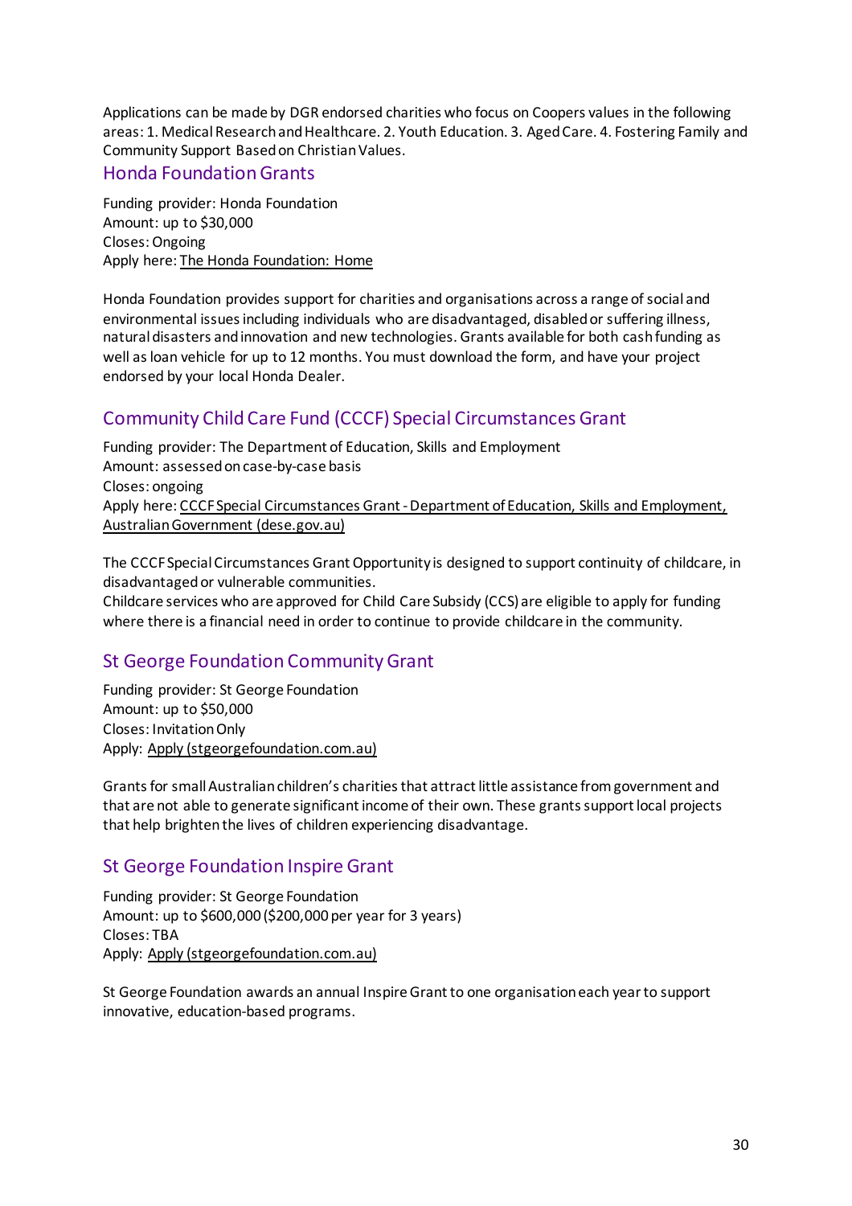Applications can be made by DGR endorsed charities who focus on Coopers values in the following areas: 1. Medical Research and Healthcare. 2. Youth Education. 3. Aged Care. 4. Fostering Family and Community Support Based on Christian Values.

## Honda Foundation Grants

Funding provider: Honda Foundation
Amount: up to $30,000
Closes: Ongoing
Apply here: The Honda Foundation: Home

Honda Foundation provides support for charities and organisations across a range of social and environmental issues including individuals who are disadvantaged, disabled or suffering illness, natural disasters and innovation and new technologies. Grants available for both cash funding as well as loan vehicle for up to 12 months. You must download the form, and have your project endorsed by your local Honda Dealer.

## Community Child Care Fund (CCCF) Special Circumstances Grant

Funding provider: The Department of Education, Skills and Employment
Amount: assessed on case-by-case basis
Closes: ongoing
Apply here: CCCF Special Circumstances Grant - Department of Education, Skills and Employment, Australian Government (dese.gov.au)

The CCCF Special Circumstances Grant Opportunity is designed to support continuity of childcare, in disadvantaged or vulnerable communities.
Childcare services who are approved for Child Care Subsidy (CCS) are eligible to apply for funding where there is a financial need in order to continue to provide childcare in the community.

## St George Foundation Community Grant

Funding provider: St George Foundation
Amount: up to $50,000
Closes: Invitation Only
Apply: Apply (stgeorgefoundation.com.au)

Grants for small Australian children's charities that attract little assistance from government and that are not able to generate significant income of their own. These grants support local projects that help brighten the lives of children experiencing disadvantage.

## St George Foundation Inspire Grant

Funding provider: St George Foundation
Amount: up to $600,000 ($200,000 per year for 3 years)
Closes: TBA
Apply: Apply (stgeorgefoundation.com.au)

St George Foundation awards an annual Inspire Grant to one organisation each year to support innovative, education-based programs.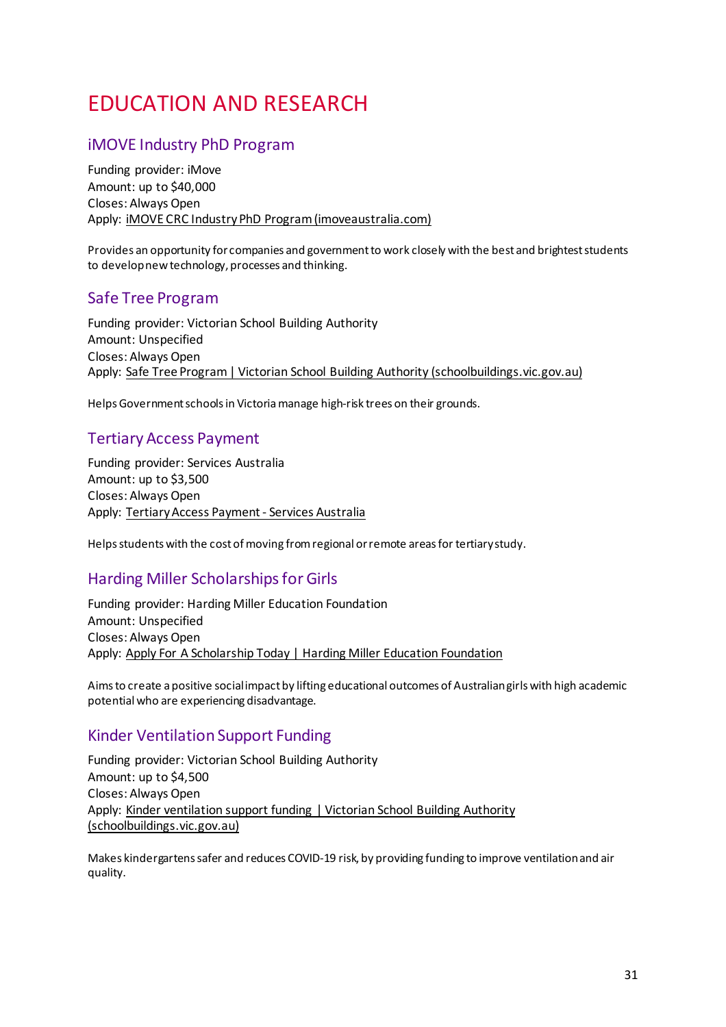# EDUCATION AND RESEARCH

## iMOVE Industry PhD Program

Funding provider: iMove
Amount: up to $40,000
Closes: Always Open
Apply: iMOVE CRC Industry PhD Program (imoveaustralia.com)

Provides an opportunity for companies and government to work closely with the best and brightest students to develop new technology, processes and thinking.

## Safe Tree Program

Funding provider: Victorian School Building Authority
Amount: Unspecified
Closes: Always Open
Apply: Safe Tree Program | Victorian School Building Authority (schoolbuildings.vic.gov.au)

Helps Government schools in Victoria manage high-risk trees on their grounds.

## Tertiary Access Payment

Funding provider: Services Australia
Amount: up to $3,500
Closes: Always Open
Apply: Tertiary Access Payment - Services Australia

Helps students with the cost of moving from regional or remote areas for tertiary study.

## Harding Miller Scholarships for Girls

Funding provider: Harding Miller Education Foundation
Amount: Unspecified
Closes: Always Open
Apply: Apply For A Scholarship Today | Harding Miller Education Foundation

Aims to create a positive social impact by lifting educational outcomes of Australian girls with high academic potential who are experiencing disadvantage.

## Kinder Ventilation Support Funding

Funding provider: Victorian School Building Authority
Amount: up to $4,500
Closes: Always Open
Apply: Kinder ventilation support funding | Victorian School Building Authority (schoolbuildings.vic.gov.au)

Makes kindergartens safer and reduces COVID-19 risk, by providing funding to improve ventilation and air quality.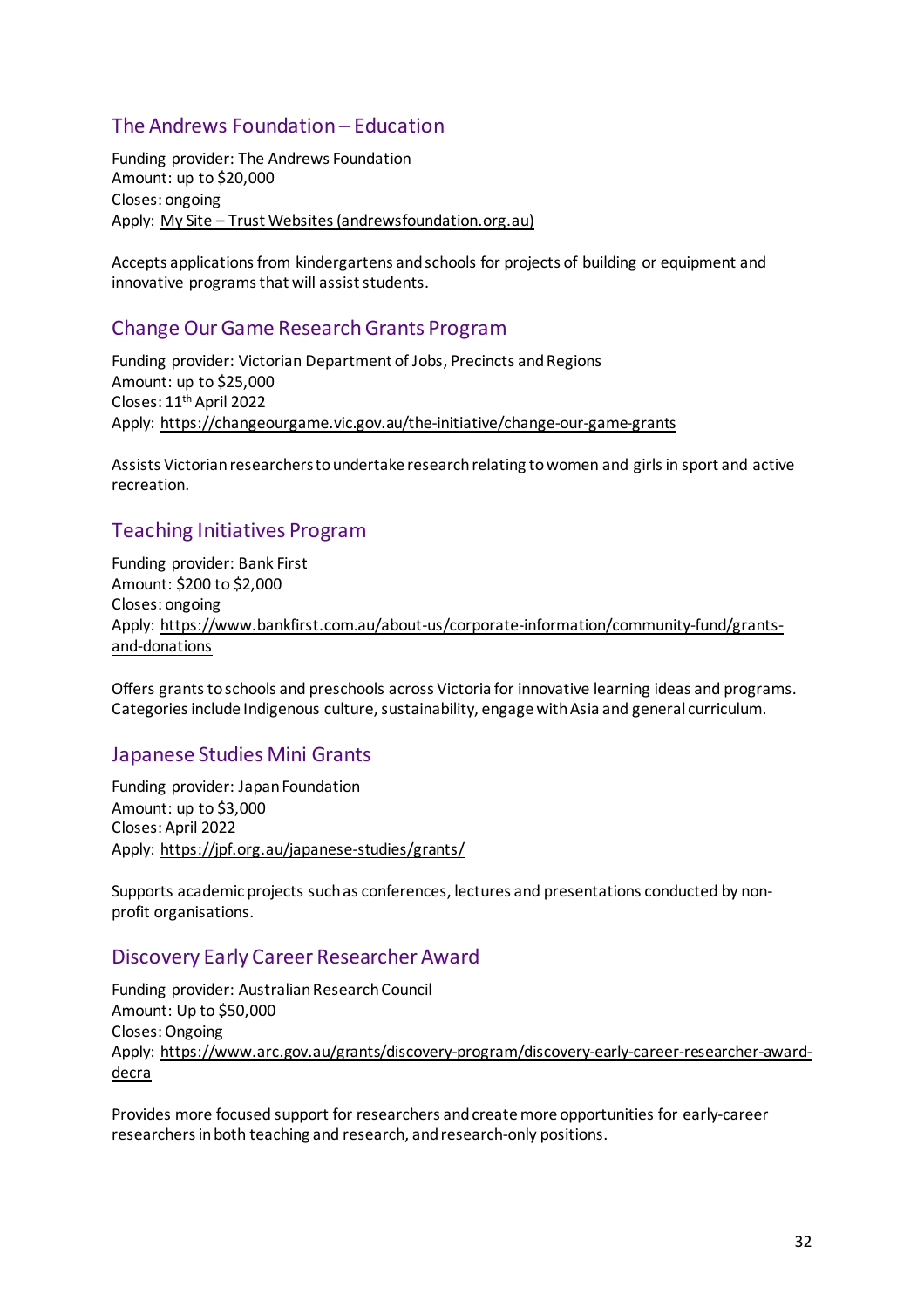## The Andrews Foundation – Education

Funding provider: The Andrews Foundation
Amount: up to $20,000
Closes: ongoing
Apply: My Site – Trust Websites (andrewsfoundation.org.au)

Accepts applications from kindergartens and schools for projects of building or equipment and innovative programs that will assist students.

## Change Our Game Research Grants Program

Funding provider: Victorian Department of Jobs, Precincts and Regions
Amount: up to $25,000
Closes: 11th April 2022
Apply: https://changeourgame.vic.gov.au/the-initiative/change-our-game-grants

Assists Victorian researchers to undertake research relating to women and girls in sport and active recreation.

## Teaching Initiatives Program

Funding provider: Bank First
Amount: $200 to $2,000
Closes: ongoing
Apply: https://www.bankfirst.com.au/about-us/corporate-information/community-fund/grants-and-donations

Offers grants to schools and preschools across Victoria for innovative learning ideas and programs. Categories include Indigenous culture, sustainability, engage with Asia and general curriculum.

## Japanese Studies Mini Grants

Funding provider: Japan Foundation
Amount: up to $3,000
Closes: April 2022
Apply: https://jpf.org.au/japanese-studies/grants/

Supports academic projects such as conferences, lectures and presentations conducted by non-profit organisations.

## Discovery Early Career Researcher Award

Funding provider: Australian Research Council
Amount: Up to $50,000
Closes: Ongoing
Apply: https://www.arc.gov.au/grants/discovery-program/discovery-early-career-researcher-award-decra

Provides more focused support for researchers and create more opportunities for early-career researchers in both teaching and research, and research-only positions.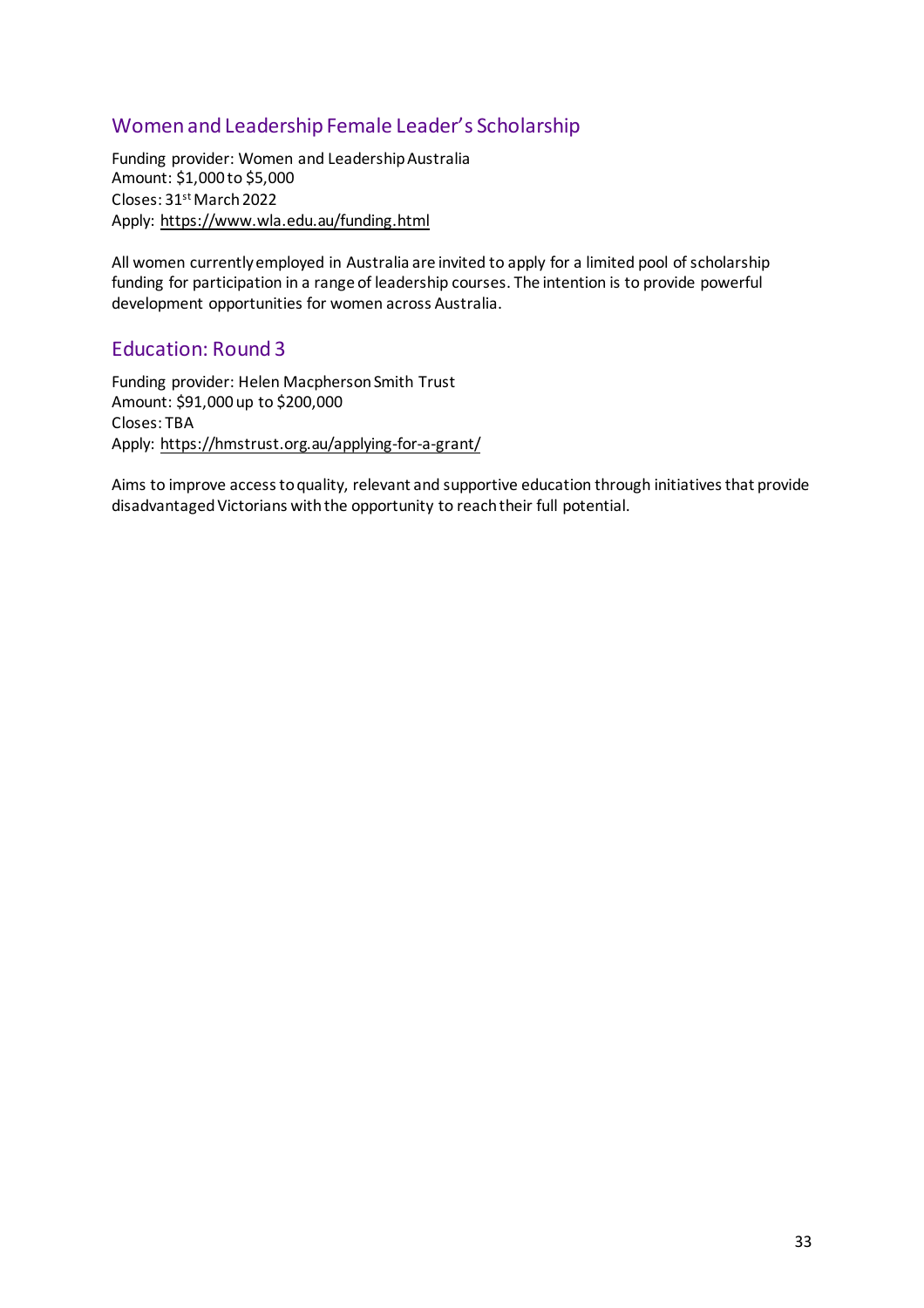## Women and Leadership Female Leader's Scholarship

Funding provider: Women and Leadership Australia
Amount: $1,000 to $5,000
Closes: 31st March 2022
Apply: https://www.wla.edu.au/funding.html

All women currently employed in Australia are invited to apply for a limited pool of scholarship funding for participation in a range of leadership courses. The intention is to provide powerful development opportunities for women across Australia.

## Education: Round 3

Funding provider: Helen Macpherson Smith Trust
Amount: $91,000 up to $200,000
Closes: TBA
Apply: https://hmstrust.org.au/applying-for-a-grant/

Aims to improve access to quality, relevant and supportive education through initiatives that provide disadvantaged Victorians with the opportunity to reach their full potential.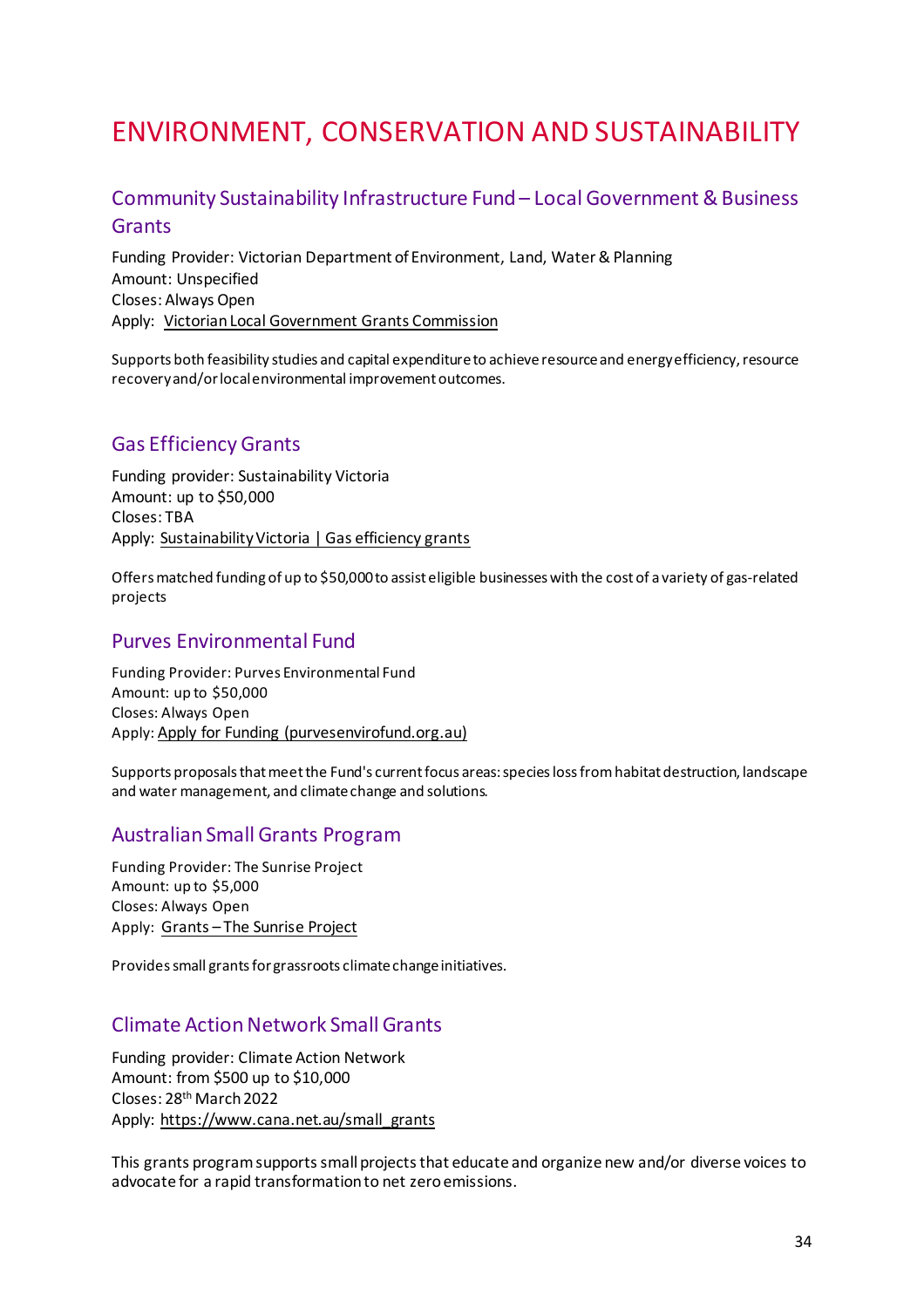# ENVIRONMENT, CONSERVATION AND SUSTAINABILITY

## Community Sustainability Infrastructure Fund – Local Government & Business Grants

Funding Provider: Victorian Department of Environment, Land, Water & Planning
Amount: Unspecified
Closes: Always Open
Apply: Victorian Local Government Grants Commission

Supports both feasibility studies and capital expenditure to achieve resource and energy efficiency, resource recovery and/or local environmental improvement outcomes.

## Gas Efficiency Grants

Funding provider: Sustainability Victoria
Amount: up to $50,000
Closes: TBA
Apply: Sustainability Victoria | Gas efficiency grants

Offers matched funding of up to $50,000 to assist eligible businesses with the cost of a variety of gas-related projects

## Purves Environmental Fund

Funding Provider: Purves Environmental Fund
Amount: up to $50,000
Closes: Always Open
Apply: Apply for Funding (purvesenvirofund.org.au)

Supports proposals that meet the Fund's current focus areas: species loss from habitat destruction, landscape and water management, and climate change and solutions.

## Australian Small Grants Program

Funding Provider: The Sunrise Project
Amount: up to $5,000
Closes: Always Open
Apply: Grants – The Sunrise Project

Provides small grants for grassroots climate change initiatives.

## Climate Action Network Small Grants

Funding provider: Climate Action Network
Amount: from $500 up to $10,000
Closes: 28th March 2022
Apply: https://www.cana.net.au/small_grants

This grants program supports small projects that educate and organize new and/or diverse voices to advocate for a rapid transformation to net zero emissions.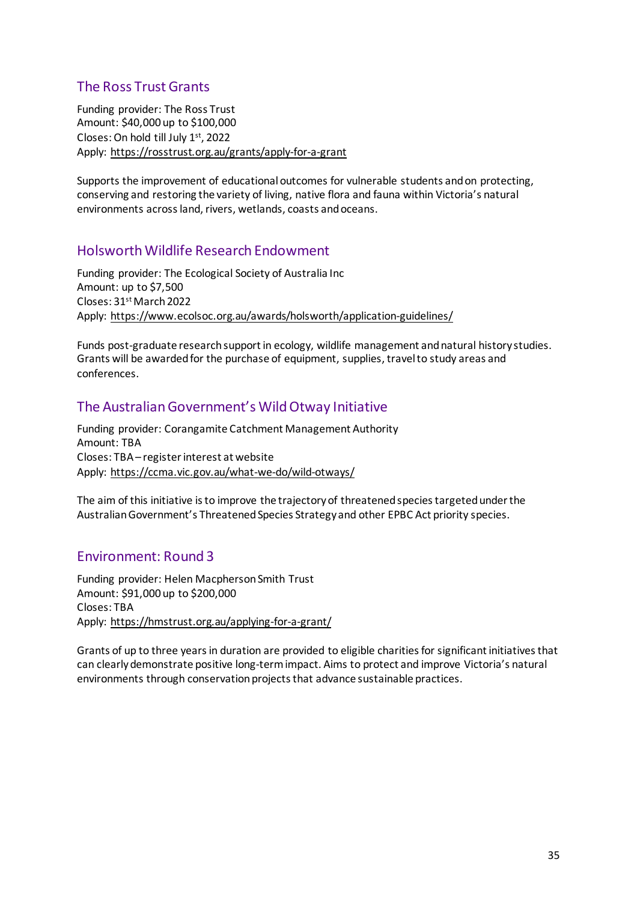## The Ross Trust Grants

Funding provider: The Ross Trust
Amount: $40,000 up to $100,000
Closes: On hold till July 1st, 2022
Apply: https://rosstrust.org.au/grants/apply-for-a-grant

Supports the improvement of educational outcomes for vulnerable students and on protecting, conserving and restoring the variety of living, native flora and fauna within Victoria's natural environments across land, rivers, wetlands, coasts and oceans.

## Holsworth Wildlife Research Endowment

Funding provider: The Ecological Society of Australia Inc
Amount: up to $7,500
Closes: 31st March 2022
Apply: https://www.ecolsoc.org.au/awards/holsworth/application-guidelines/

Funds post-graduate research support in ecology, wildlife management and natural history studies. Grants will be awarded for the purchase of equipment, supplies, travel to study areas and conferences.

## The Australian Government's Wild Otway Initiative

Funding provider: Corangamite Catchment Management Authority
Amount: TBA
Closes: TBA – register interest at website
Apply: https://ccma.vic.gov.au/what-we-do/wild-otways/

The aim of this initiative is to improve the trajectory of threatened species targeted under the Australian Government's Threatened Species Strategy and other EPBC Act priority species.

## Environment: Round 3

Funding provider: Helen Macpherson Smith Trust
Amount: $91,000 up to $200,000
Closes: TBA
Apply: https://hmstrust.org.au/applying-for-a-grant/

Grants of up to three years in duration are provided to eligible charities for significant initiatives that can clearly demonstrate positive long-term impact. Aims to protect and improve Victoria's natural environments through conservation projects that advance sustainable practices.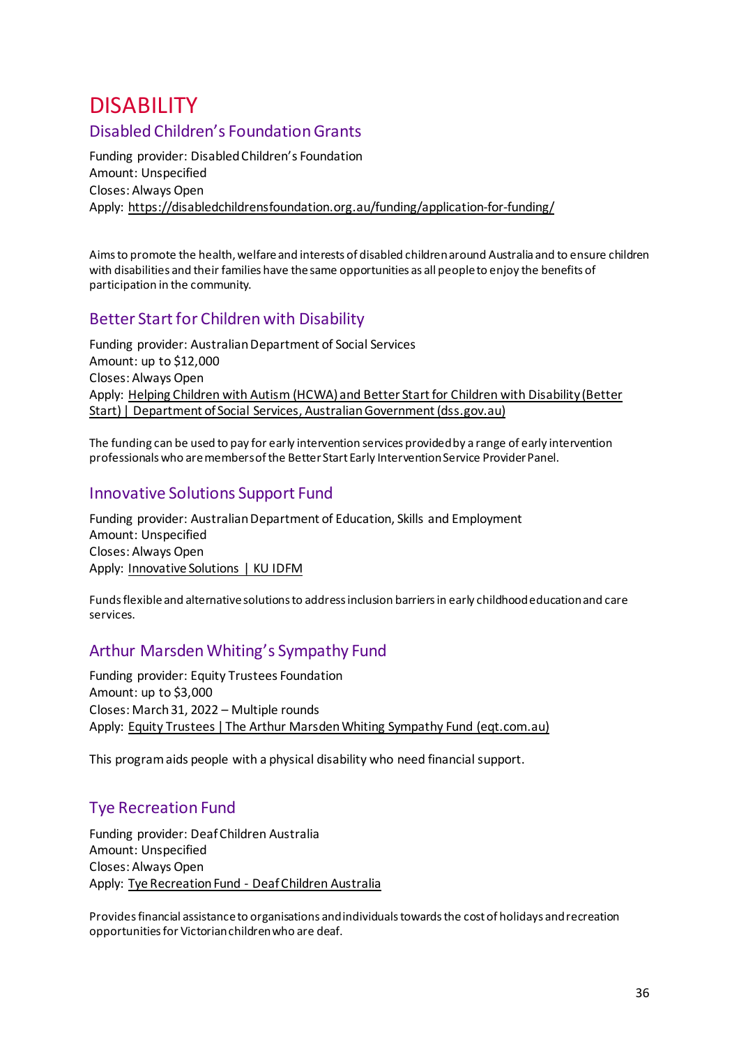# DISABILITY

## Disabled Children's Foundation Grants

Funding provider: Disabled Children's Foundation
Amount: Unspecified
Closes: Always Open
Apply: https://disabledchildrensfoundation.org.au/funding/application-for-funding/

Aims to promote the health, welfare and interests of disabled children around Australia and to ensure children with disabilities and their families have the same opportunities as all people to enjoy the benefits of participation in the community.

## Better Start for Children with Disability

Funding provider: Australian Department of Social Services
Amount: up to $12,000
Closes: Always Open
Apply: Helping Children with Autism (HCWA) and Better Start for Children with Disability (Better Start) | Department of Social Services, Australian Government (dss.gov.au)

The funding can be used to pay for early intervention services provided by a range of early intervention professionals who are members of the Better Start Early Intervention Service Provider Panel.

## Innovative Solutions Support Fund

Funding provider: Australian Department of Education, Skills and Employment
Amount: Unspecified
Closes: Always Open
Apply: Innovative Solutions | KU IDFM

Funds flexible and alternative solutions to address inclusion barriers in early childhood education and care services.

## Arthur Marsden Whiting's Sympathy Fund

Funding provider: Equity Trustees Foundation
Amount: up to $3,000
Closes: March 31, 2022 – Multiple rounds
Apply: Equity Trustees | The Arthur Marsden Whiting Sympathy Fund (eqt.com.au)

This program aids people with a physical disability who need financial support.

## Tye Recreation Fund

Funding provider: Deaf Children Australia
Amount: Unspecified
Closes: Always Open
Apply: Tye Recreation Fund - Deaf Children Australia

Provides financial assistance to organisations and individuals towards the cost of holidays and recreation opportunities for Victorian children who are deaf.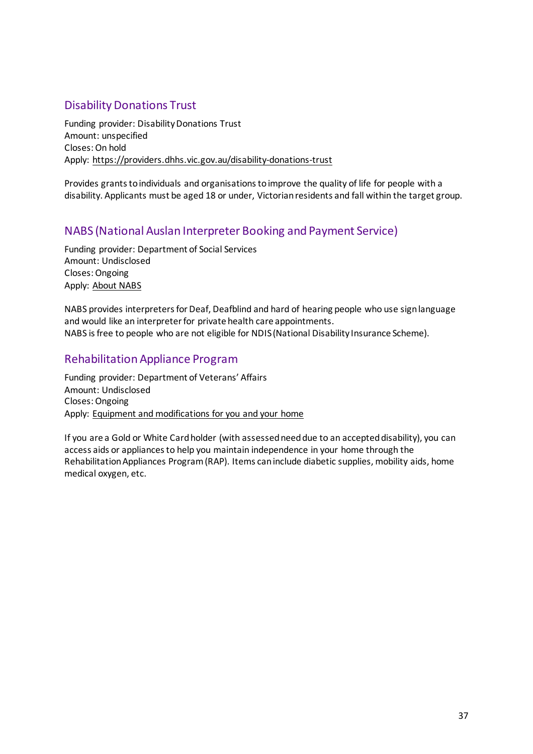## Disability Donations Trust

Funding provider: Disability Donations Trust
Amount: unspecified
Closes: On hold
Apply: https://providers.dhhs.vic.gov.au/disability-donations-trust

Provides grants to individuals and organisations to improve the quality of life for people with a disability. Applicants must be aged 18 or under, Victorian residents and fall within the target group.

## NABS (National Auslan Interpreter Booking and Payment Service)

Funding provider: Department of Social Services
Amount: Undisclosed
Closes: Ongoing
Apply: About NABS

NABS provides interpreters for Deaf, Deafblind and hard of hearing people who use sign language and would like an interpreter for private health care appointments.
NABS is free to people who are not eligible for NDIS (National Disability Insurance Scheme).

## Rehabilitation Appliance Program

Funding provider: Department of Veterans' Affairs
Amount: Undisclosed
Closes: Ongoing
Apply: Equipment and modifications for you and your home

If you are a Gold or White Card holder (with assessed need due to an accepted disability), you can access aids or appliances to help you maintain independence in your home through the Rehabilitation Appliances Program (RAP). Items can include diabetic supplies, mobility aids, home medical oxygen, etc.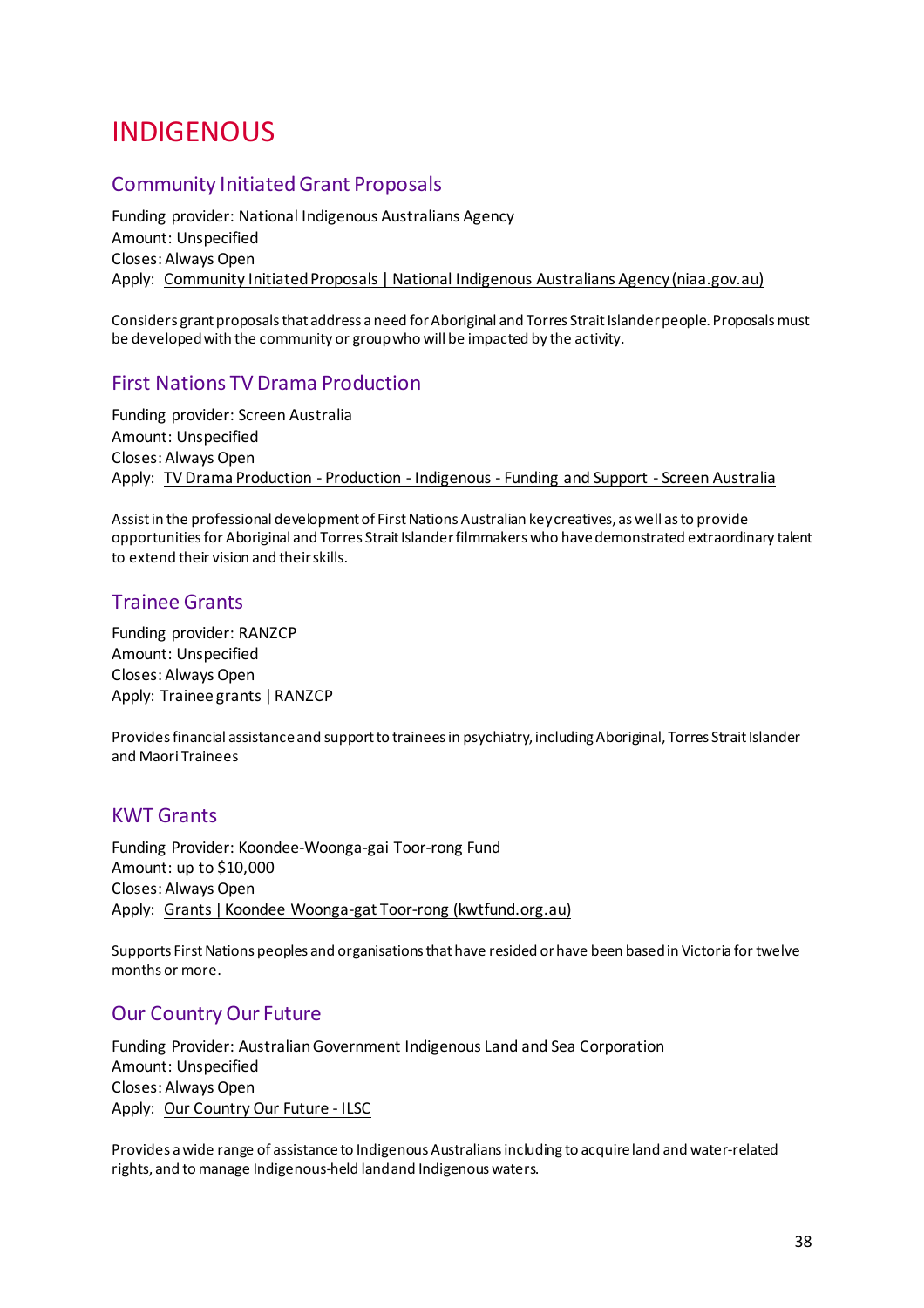# INDIGENOUS

## Community Initiated Grant Proposals

Funding provider: National Indigenous Australians Agency
Amount: Unspecified
Closes: Always Open
Apply: Community Initiated Proposals | National Indigenous Australians Agency (niaa.gov.au)

Considers grant proposals that address a need for Aboriginal and Torres Strait Islander people. Proposals must be developed with the community or group who will be impacted by the activity.

## First Nations TV Drama Production

Funding provider: Screen Australia
Amount: Unspecified
Closes: Always Open
Apply: TV Drama Production - Production - Indigenous - Funding and Support - Screen Australia

Assist in the professional development of First Nations Australian key creatives, as well as to provide opportunities for Aboriginal and Torres Strait Islander filmmakers who have demonstrated extraordinary talent to extend their vision and their skills.

## Trainee Grants

Funding provider: RANZCP
Amount: Unspecified
Closes: Always Open
Apply: Trainee grants | RANZCP

Provides financial assistance and support to trainees in psychiatry, including Aboriginal, Torres Strait Islander and Maori Trainees

## KWT Grants

Funding Provider: Koondee-Woonga-gai Toor-rong Fund
Amount: up to $10,000
Closes: Always Open
Apply: Grants | Koondee Woonga-gat Toor-rong (kwtfund.org.au)

Supports First Nations peoples and organisations that have resided or have been based in Victoria for twelve months or more.

## Our Country Our Future

Funding Provider: Australian Government Indigenous Land and Sea Corporation
Amount: Unspecified
Closes: Always Open
Apply: Our Country Our Future - ILSC

Provides a wide range of assistance to Indigenous Australians including to acquire land and water-related rights, and to manage Indigenous-held land and Indigenous waters.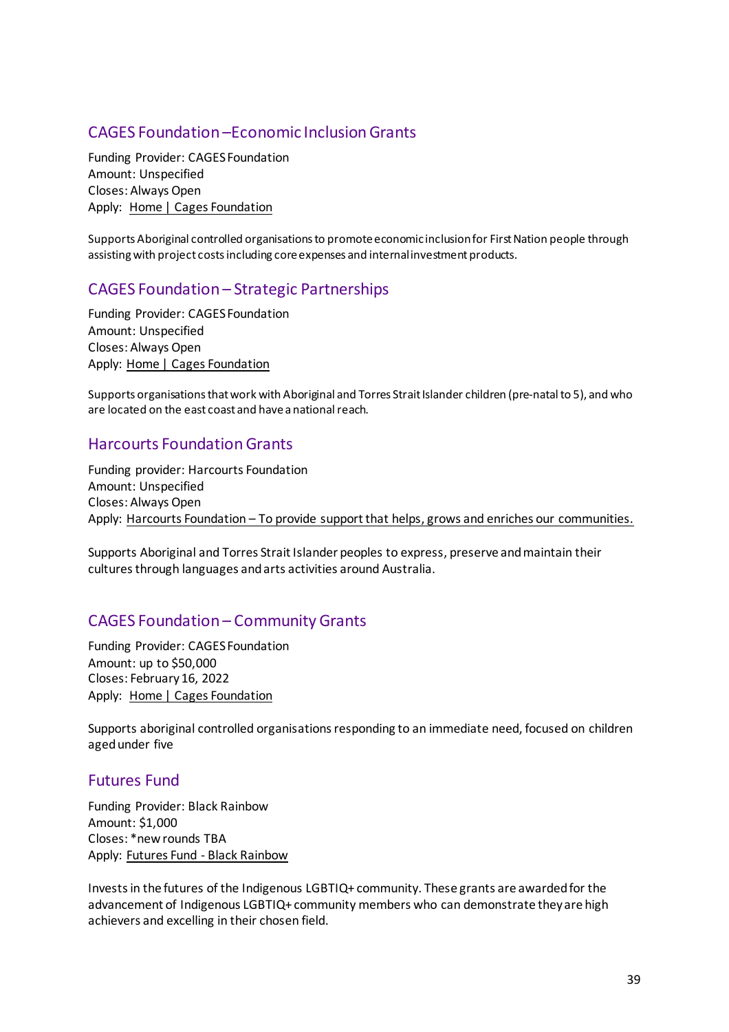## CAGES Foundation –Economic Inclusion Grants

Funding Provider: CAGES Foundation
Amount: Unspecified
Closes: Always Open
Apply: Home | Cages Foundation

Supports Aboriginal controlled organisations to promote economic inclusion for First Nation people through assisting with project costs including core expenses and internal investment products.

## CAGES Foundation – Strategic Partnerships

Funding Provider: CAGES Foundation
Amount: Unspecified
Closes: Always Open
Apply: Home | Cages Foundation

Supports organisations that work with Aboriginal and Torres Strait Islander children (pre-natal to 5), and who are located on the east coast and have a national reach.

## Harcourts Foundation Grants

Funding provider: Harcourts Foundation
Amount: Unspecified
Closes: Always Open
Apply: Harcourts Foundation – To provide support that helps, grows and enriches our communities.

Supports Aboriginal and Torres Strait Islander peoples to express, preserve and maintain their cultures through languages and arts activities around Australia.

## CAGES Foundation – Community Grants

Funding Provider: CAGES Foundation
Amount: up to $50,000
Closes: February 16, 2022
Apply: Home | Cages Foundation

Supports aboriginal controlled organisations responding to an immediate need, focused on children aged under five

## Futures Fund

Funding Provider: Black Rainbow
Amount: $1,000
Closes: *new rounds TBA
Apply: Futures Fund - Black Rainbow

Invests in the futures of the Indigenous LGBTIQ+ community. These grants are awarded for the advancement of Indigenous LGBTIQ+ community members who can demonstrate they are high achievers and excelling in their chosen field.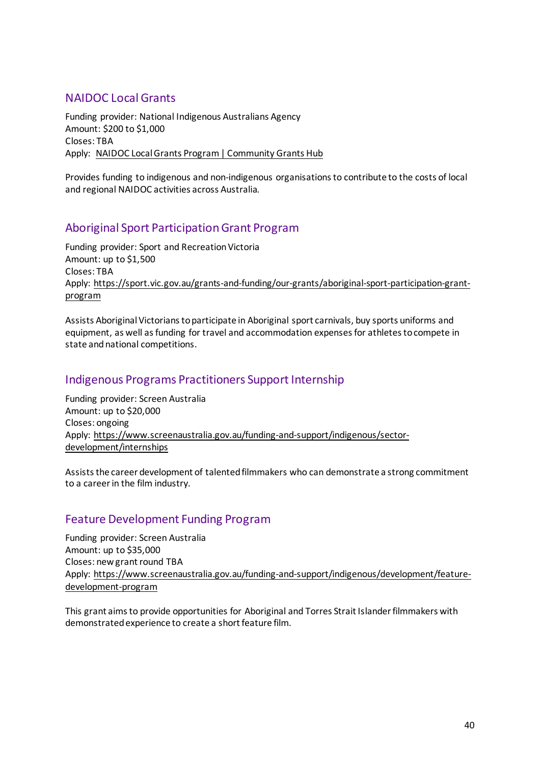## NAIDOC Local Grants

Funding provider: National Indigenous Australians Agency
Amount: $200 to $1,000
Closes: TBA
Apply: NAIDOC Local Grants Program | Community Grants Hub

Provides funding to indigenous and non-indigenous organisations to contribute to the costs of local and regional NAIDOC activities across Australia.

## Aboriginal Sport Participation Grant Program

Funding provider: Sport and Recreation Victoria
Amount: up to $1,500
Closes: TBA
Apply: https://sport.vic.gov.au/grants-and-funding/our-grants/aboriginal-sport-participation-grant-program

Assists Aboriginal Victorians to participate in Aboriginal sport carnivals, buy sports uniforms and equipment, as well as funding for travel and accommodation expenses for athletes to compete in state and national competitions.

## Indigenous Programs Practitioners Support Internship

Funding provider: Screen Australia
Amount: up to $20,000
Closes: ongoing
Apply: https://www.screenaustralia.gov.au/funding-and-support/indigenous/sector-development/internships

Assists the career development of talented filmmakers who can demonstrate a strong commitment to a career in the film industry.

## Feature Development Funding Program

Funding provider: Screen Australia
Amount: up to $35,000
Closes: new grant round TBA
Apply: https://www.screenaustralia.gov.au/funding-and-support/indigenous/development/feature-development-program

This grant aims to provide opportunities for Aboriginal and Torres Strait Islander filmmakers with demonstrated experience to create a short feature film.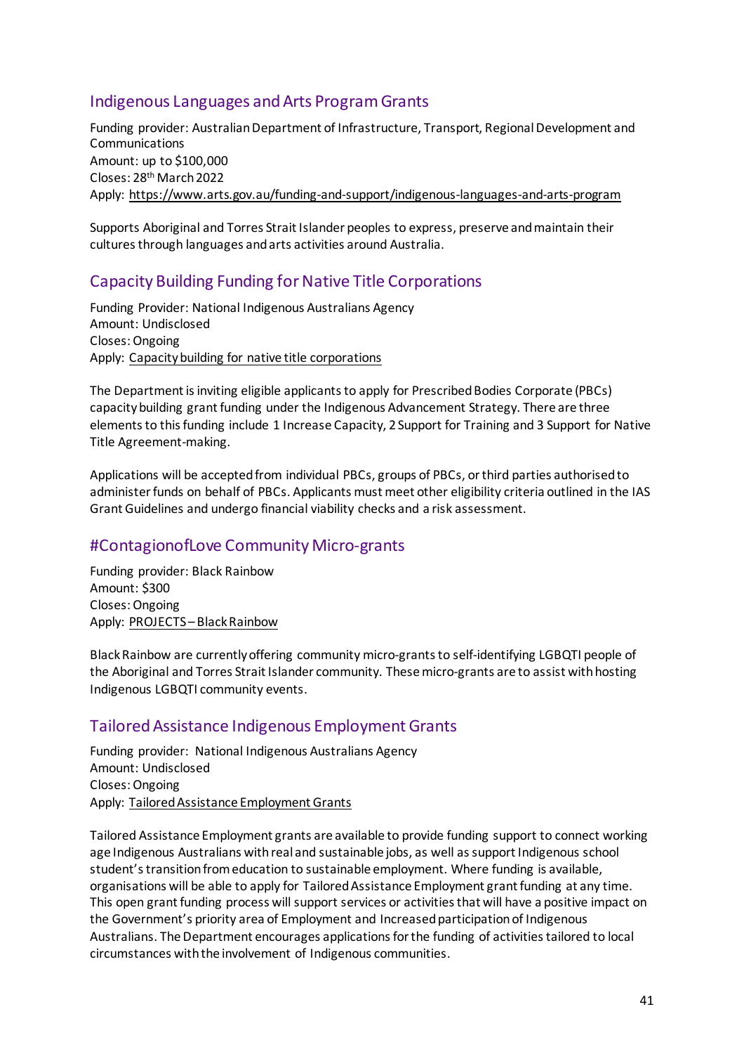## Indigenous Languages and Arts Program Grants

Funding provider: Australian Department of Infrastructure, Transport, Regional Development and Communications
Amount: up to $100,000
Closes: 28th March 2022
Apply: https://www.arts.gov.au/funding-and-support/indigenous-languages-and-arts-program

Supports Aboriginal and Torres Strait Islander peoples to express, preserve and maintain their cultures through languages and arts activities around Australia.

## Capacity Building Funding for Native Title Corporations

Funding Provider: National Indigenous Australians Agency
Amount: Undisclosed
Closes: Ongoing
Apply: Capacity building for native title corporations

The Department is inviting eligible applicants to apply for Prescribed Bodies Corporate (PBCs) capacity building grant funding under the Indigenous Advancement Strategy. There are three elements to this funding include 1 Increase Capacity, 2 Support for Training and 3 Support for Native Title Agreement-making.

Applications will be accepted from individual PBCs, groups of PBCs, or third parties authorised to administer funds on behalf of PBCs. Applicants must meet other eligibility criteria outlined in the IAS Grant Guidelines and undergo financial viability checks and a risk assessment.

## #ContagionofLove Community Micro-grants

Funding provider: Black Rainbow
Amount: $300
Closes: Ongoing
Apply: PROJECTS – Black Rainbow

Black Rainbow are currently offering community micro-grants to self-identifying LGBQTI people of the Aboriginal and Torres Strait Islander community. These micro-grants are to assist with hosting Indigenous LGBQTI community events.

## Tailored Assistance Indigenous Employment Grants

Funding provider: National Indigenous Australians Agency
Amount: Undisclosed
Closes: Ongoing
Apply: Tailored Assistance Employment Grants

Tailored Assistance Employment grants are available to provide funding support to connect working age Indigenous Australians with real and sustainable jobs, as well as support Indigenous school student's transition from education to sustainable employment. Where funding is available, organisations will be able to apply for Tailored Assistance Employment grant funding at any time. This open grant funding process will support services or activities that will have a positive impact on the Government's priority area of Employment and Increased participation of Indigenous Australians. The Department encourages applications for the funding of activities tailored to local circumstances with the involvement of Indigenous communities.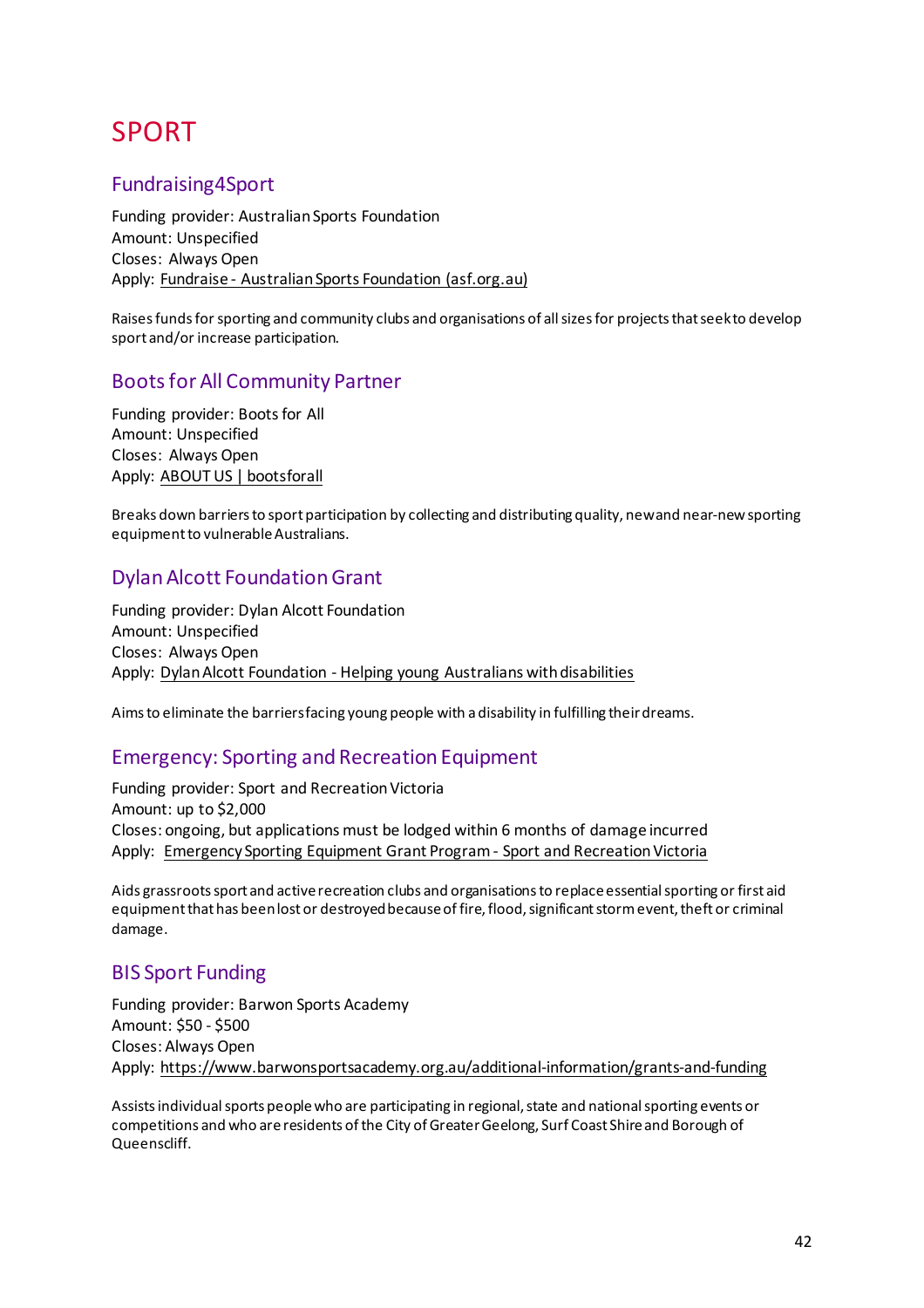# SPORT

## Fundraising4Sport

Funding provider: Australian Sports Foundation
Amount: Unspecified
Closes: Always Open
Apply: Fundraise - Australian Sports Foundation (asf.org.au)

Raises funds for sporting and community clubs and organisations of all sizes for projects that seek to develop sport and/or increase participation.

## Boots for All Community Partner

Funding provider: Boots for All
Amount: Unspecified
Closes: Always Open
Apply: ABOUT US | bootsforall

Breaks down barriers to sport participation by collecting and distributing quality, new and near-new sporting equipment to vulnerable Australians.

## Dylan Alcott Foundation Grant

Funding provider: Dylan Alcott Foundation
Amount: Unspecified
Closes: Always Open
Apply: Dylan Alcott Foundation - Helping young Australians with disabilities

Aims to eliminate the barriers facing young people with a disability in fulfilling their dreams.

## Emergency: Sporting and Recreation Equipment

Funding provider: Sport and Recreation Victoria
Amount: up to $2,000
Closes: ongoing, but applications must be lodged within 6 months of damage incurred
Apply: Emergency Sporting Equipment Grant Program - Sport and Recreation Victoria

Aids grassroots sport and active recreation clubs and organisations to replace essential sporting or first aid equipment that has been lost or destroyed because of fire, flood, significant storm event, theft or criminal damage.

## BIS Sport Funding

Funding provider: Barwon Sports Academy
Amount: $50 - $500
Closes: Always Open
Apply: https://www.barwonsportsacademy.org.au/additional-information/grants-and-funding

Assists individual sports people who are participating in regional, state and national sporting events or competitions and who are residents of the City of Greater Geelong, Surf Coast Shire and Borough of Queenscliff.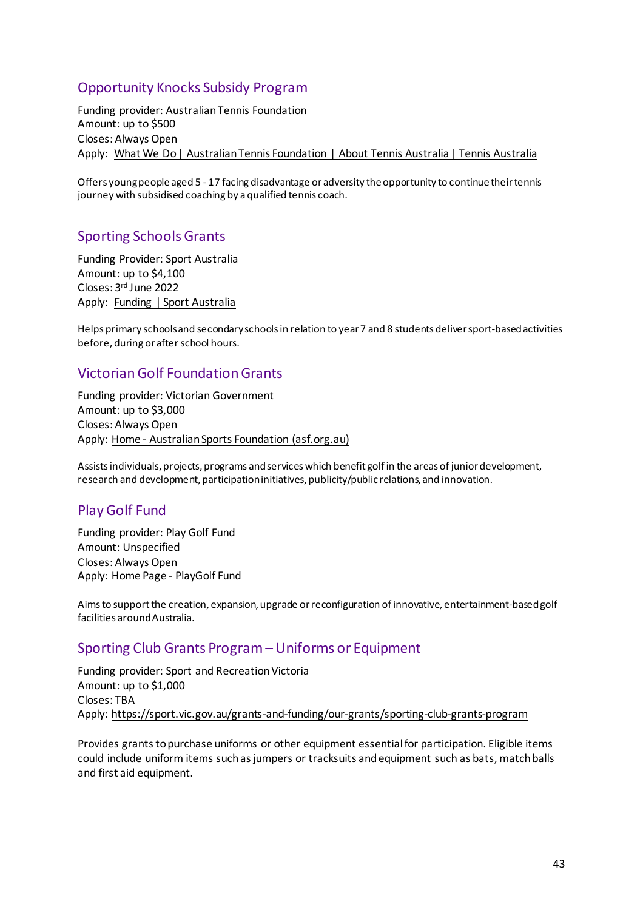## Opportunity Knocks Subsidy Program

Funding provider: Australian Tennis Foundation
Amount: up to $500
Closes: Always Open
Apply: What We Do | Australian Tennis Foundation | About Tennis Australia | Tennis Australia

Offers young people aged 5 - 17 facing disadvantage or adversity the opportunity to continue their tennis journey with subsidised coaching by a qualified tennis coach.

## Sporting Schools Grants

Funding Provider: Sport Australia
Amount: up to $4,100
Closes: 3rd June 2022
Apply: Funding | Sport Australia

Helps primary schools and secondary schools in relation to year 7 and 8 students deliver sport-based activities before, during or after school hours.

## Victorian Golf Foundation Grants

Funding provider: Victorian Government
Amount: up to $3,000
Closes: Always Open
Apply: Home - Australian Sports Foundation (asf.org.au)

Assists individuals, projects, programs and services which benefit golf in the areas of junior development, research and development, participation initiatives, publicity/public relations, and innovation.

## Play Golf Fund

Funding provider: Play Golf Fund
Amount: Unspecified
Closes: Always Open
Apply: Home Page - PlayGolf Fund

Aims to support the creation, expansion, upgrade or reconfiguration of innovative, entertainment-based golf facilities around Australia.

## Sporting Club Grants Program – Uniforms or Equipment

Funding provider: Sport and Recreation Victoria
Amount: up to $1,000
Closes: TBA
Apply: https://sport.vic.gov.au/grants-and-funding/our-grants/sporting-club-grants-program

Provides grants to purchase uniforms or other equipment essential for participation. Eligible items could include uniform items such as jumpers or tracksuits and equipment such as bats, match balls and first aid equipment.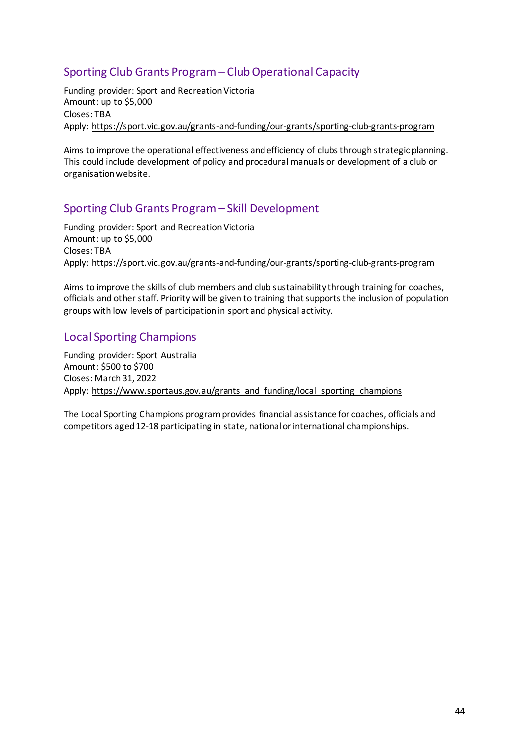## Sporting Club Grants Program – Club Operational Capacity

Funding provider: Sport and Recreation Victoria
Amount: up to $5,000
Closes: TBA
Apply: https://sport.vic.gov.au/grants-and-funding/our-grants/sporting-club-grants-program

Aims to improve the operational effectiveness and efficiency of clubs through strategic planning. This could include development of policy and procedural manuals or development of a club or organisation website.

## Sporting Club Grants Program – Skill Development

Funding provider: Sport and Recreation Victoria
Amount: up to $5,000
Closes: TBA
Apply: https://sport.vic.gov.au/grants-and-funding/our-grants/sporting-club-grants-program

Aims to improve the skills of club members and club sustainability through training for coaches, officials and other staff. Priority will be given to training that supports the inclusion of population groups with low levels of participation in sport and physical activity.

## Local Sporting Champions

Funding provider: Sport Australia
Amount: $500 to $700
Closes: March 31, 2022
Apply: https://www.sportaus.gov.au/grants_and_funding/local_sporting_champions

The Local Sporting Champions program provides financial assistance for coaches, officials and competitors aged 12-18 participating in state, national or international championships.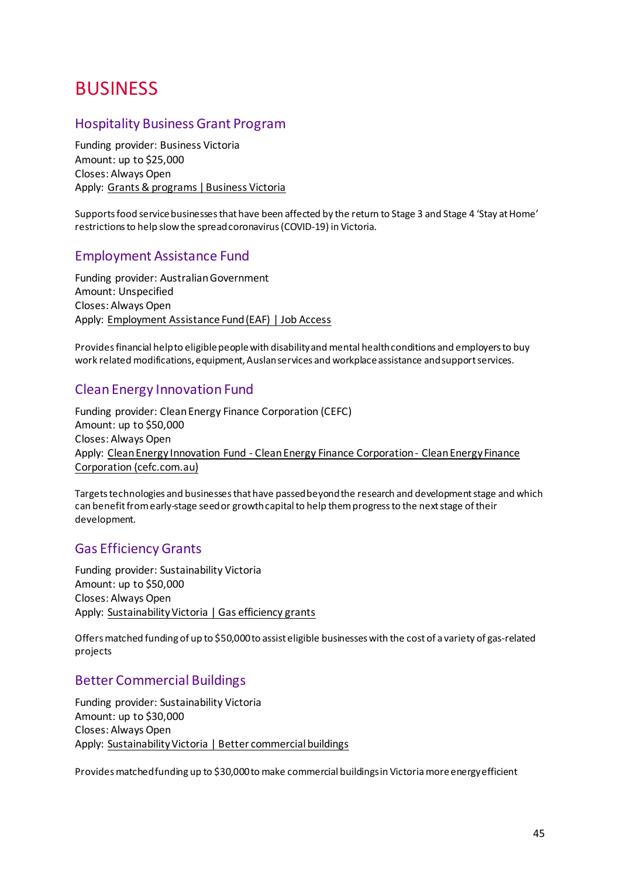# BUSINESS

## Hospitality Business Grant Program

Funding provider: Business Victoria
Amount: up to $25,000
Closes: Always Open
Apply: Grants & programs | Business Victoria

Supports food service businesses that have been affected by the return to Stage 3 and Stage 4 'Stay at Home' restrictions to help slow the spread coronavirus (COVID-19) in Victoria.

## Employment Assistance Fund

Funding provider: Australian Government
Amount: Unspecified
Closes: Always Open
Apply: Employment Assistance Fund (EAF) | Job Access

Provides financial help to eligible people with disability and mental health conditions and employers to buy work related modifications, equipment, Auslan services and workplace assistance and support services.

## Clean Energy Innovation Fund

Funding provider: Clean Energy Finance Corporation (CEFC)
Amount: up to $50,000
Closes: Always Open
Apply: Clean Energy Innovation Fund - Clean Energy Finance Corporation - Clean Energy Finance Corporation (cefc.com.au)

Targets technologies and businesses that have passed beyond the research and development stage and which can benefit from early-stage seed or growth capital to help them progress to the next stage of their development.

## Gas Efficiency Grants

Funding provider: Sustainability Victoria
Amount: up to $50,000
Closes: Always Open
Apply: Sustainability Victoria | Gas efficiency grants

Offers matched funding of up to $50,000 to assist eligible businesses with the cost of a variety of gas-related projects

## Better Commercial Buildings

Funding provider: Sustainability Victoria
Amount: up to $30,000
Closes: Always Open
Apply: Sustainability Victoria | Better commercial buildings

Provides matched funding up to $30,000 to make commercial buildings in Victoria more energy efficient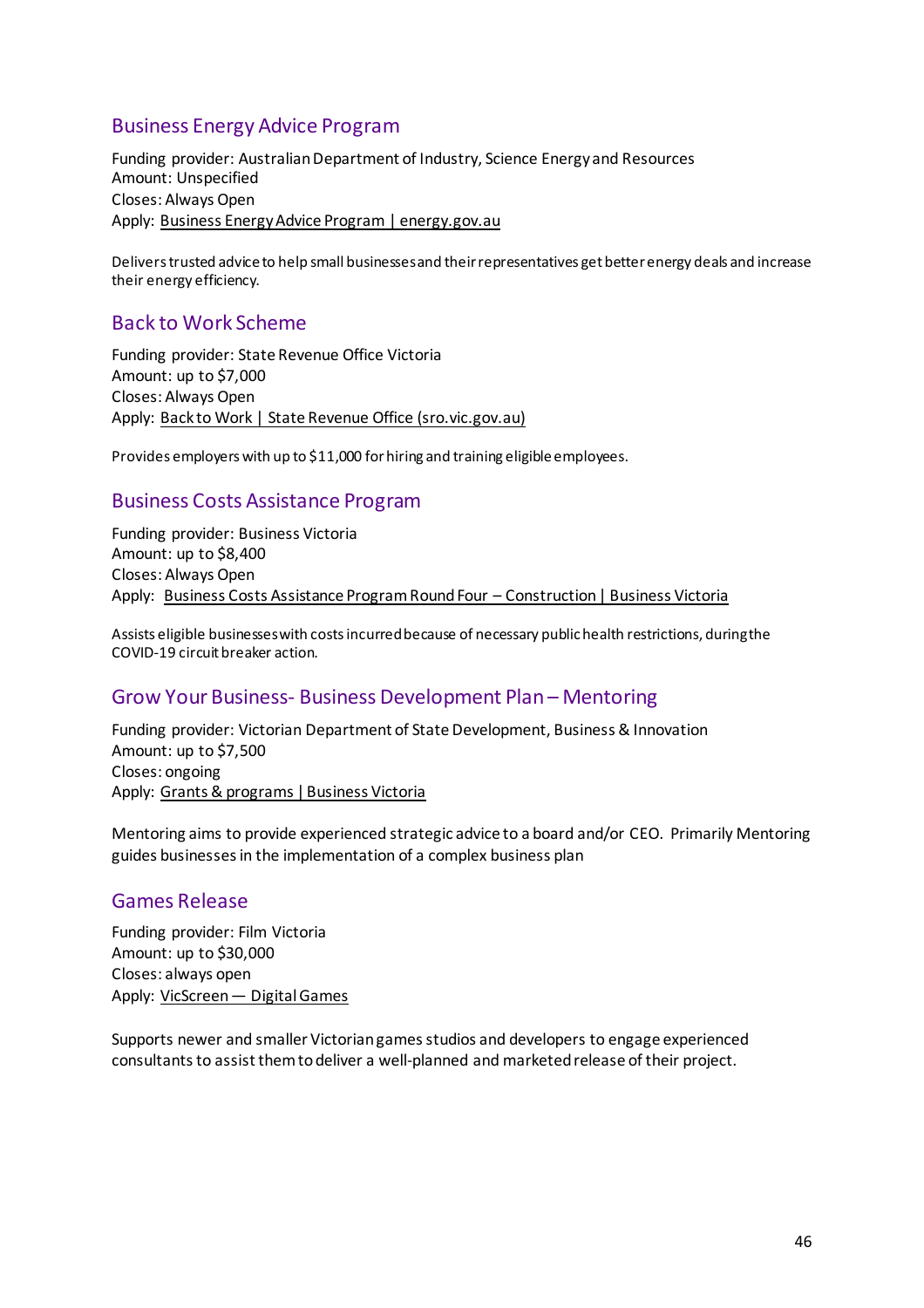## Business Energy Advice Program

Funding provider: Australian Department of Industry, Science Energy and Resources
Amount: Unspecified
Closes: Always Open
Apply: Business Energy Advice Program | energy.gov.au

Delivers trusted advice to help small businesses and their representatives get better energy deals and increase their energy efficiency.

## Back to Work Scheme

Funding provider: State Revenue Office Victoria
Amount: up to $7,000
Closes: Always Open
Apply: Back to Work | State Revenue Office (sro.vic.gov.au)

Provides employers with up to $11,000 for hiring and training eligible employees.

## Business Costs Assistance Program

Funding provider: Business Victoria
Amount: up to $8,400
Closes: Always Open
Apply: Business Costs Assistance Program Round Four – Construction | Business Victoria

Assists eligible businesses with costs incurred because of necessary public health restrictions, during the COVID-19 circuit breaker action.

## Grow Your Business- Business Development Plan – Mentoring

Funding provider: Victorian Department of State Development, Business & Innovation
Amount: up to $7,500
Closes: ongoing
Apply: Grants & programs | Business Victoria

Mentoring aims to provide experienced strategic advice to a board and/or CEO. Primarily Mentoring guides businesses in the implementation of a complex business plan

## Games Release

Funding provider: Film Victoria
Amount: up to $30,000
Closes: always open
Apply: VicScreen — Digital Games

Supports newer and smaller Victorian games studios and developers to engage experienced consultants to assist them to deliver a well-planned and marketed release of their project.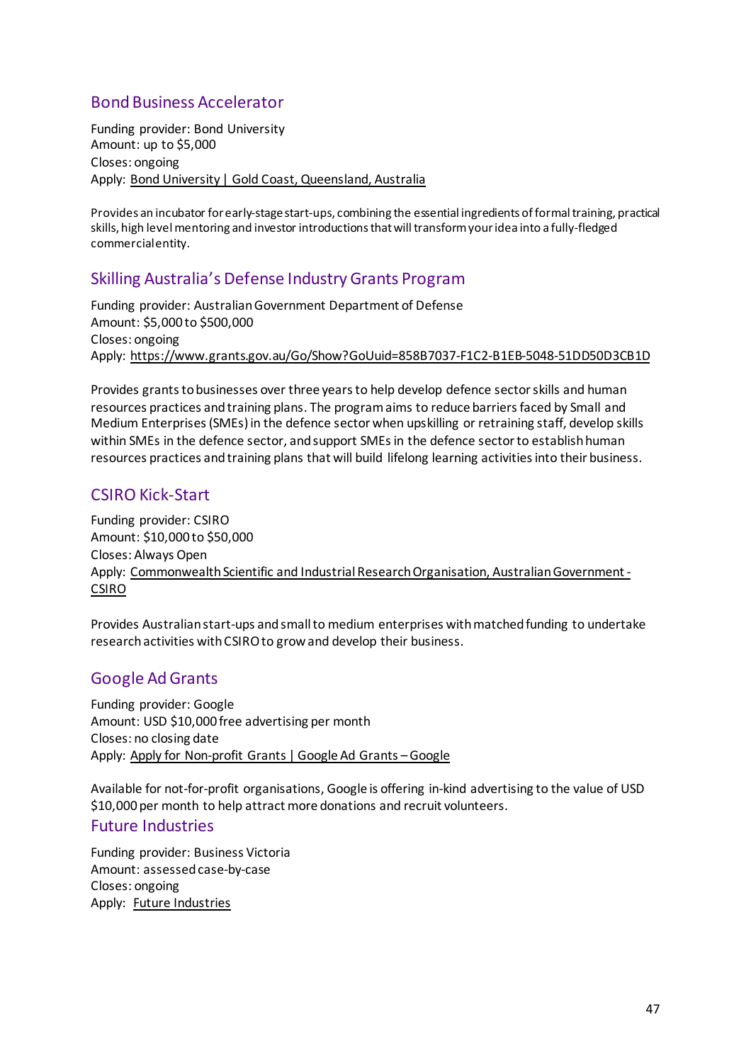## Bond Business Accelerator

Funding provider: Bond University
Amount: up to $5,000
Closes: ongoing
Apply: Bond University | Gold Coast, Queensland, Australia

Provides an incubator for early-stage start-ups, combining the essential ingredients of formal training, practical skills, high level mentoring and investor introductions that will transform your idea into a fully-fledged commercial entity.

## Skilling Australia's Defense Industry Grants Program

Funding provider: Australian Government Department of Defense
Amount: $5,000 to $500,000
Closes: ongoing
Apply: https://www.grants.gov.au/Go/Show?GoUuid=858B7037-F1C2-B1EB-5048-51DD50D3CB1D

Provides grants to businesses over three years to help develop defence sector skills and human resources practices and training plans. The program aims to reduce barriers faced by Small and Medium Enterprises (SMEs) in the defence sector when upskilling or retraining staff, develop skills within SMEs in the defence sector, and support SMEs in the defence sector to establish human resources practices and training plans that will build lifelong learning activities into their business.

## CSIRO Kick-Start

Funding provider: CSIRO
Amount: $10,000 to $50,000
Closes: Always Open
Apply: Commonwealth Scientific and Industrial Research Organisation, Australian Government - CSIRO

Provides Australian start-ups and small to medium enterprises with matched funding to undertake research activities with CSIRO to grow and develop their business.

## Google Ad Grants

Funding provider: Google
Amount: USD $10,000 free advertising per month
Closes: no closing date
Apply: Apply for Non-profit Grants | Google Ad Grants – Google

Available for not-for-profit organisations, Google is offering in-kind advertising to the value of USD $10,000 per month to help attract more donations and recruit volunteers.

## Future Industries

Funding provider: Business Victoria
Amount: assessed case-by-case
Closes: ongoing
Apply: Future Industries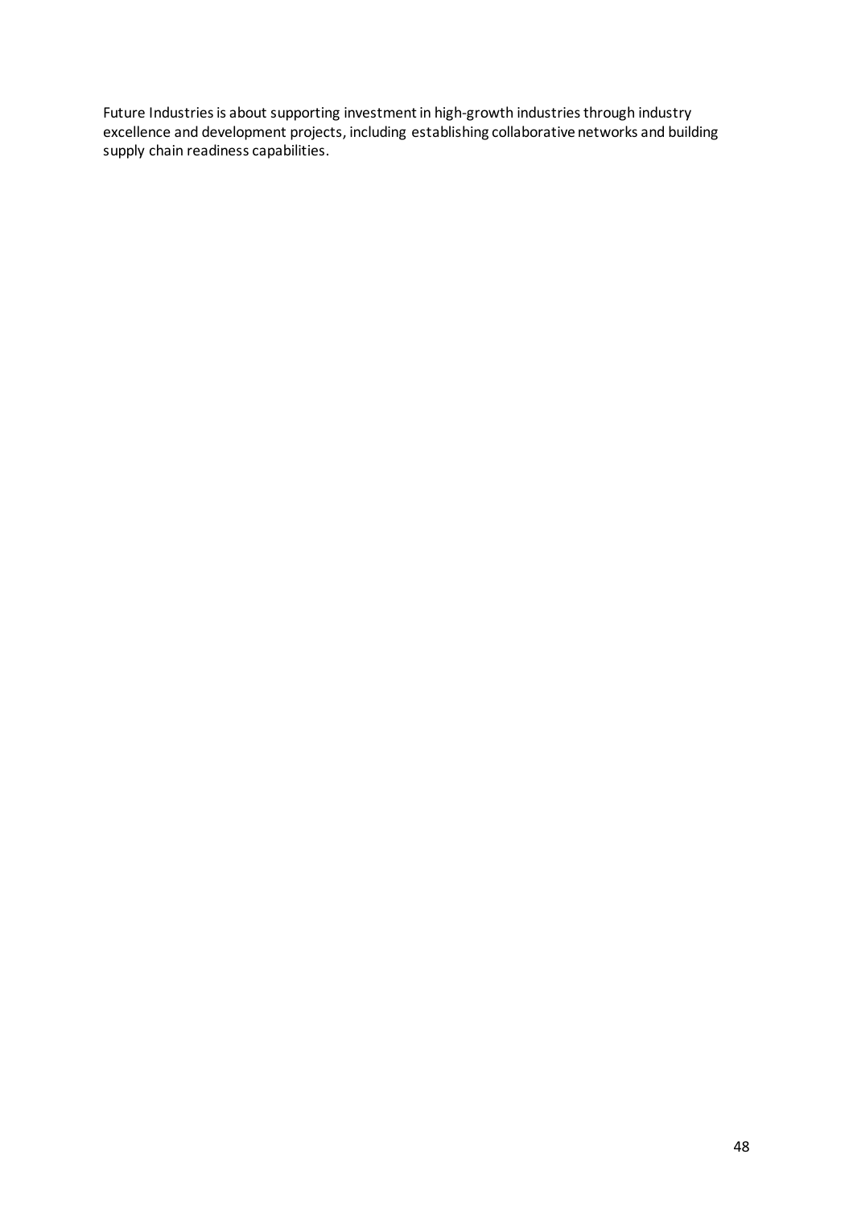Future Industries is about supporting investment in high-growth industries through industry excellence and development projects, including establishing collaborative networks and building supply chain readiness capabilities.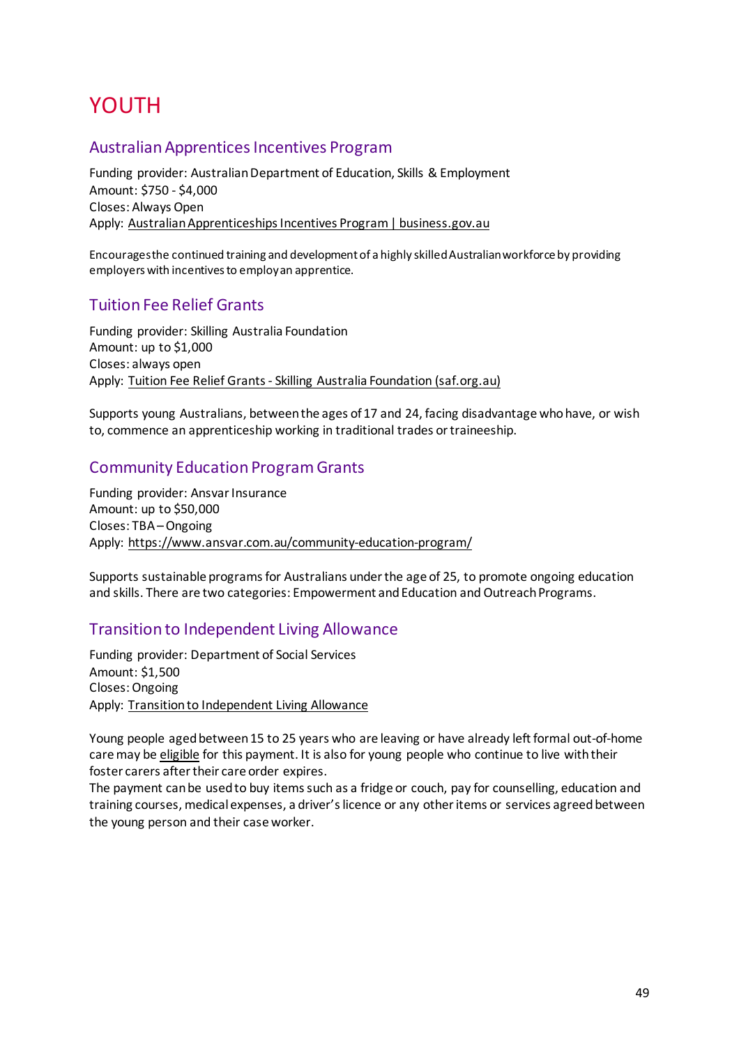# YOUTH

## Australian Apprentices Incentives Program

Funding provider: Australian Department of Education, Skills & Employment
Amount: $750 - $4,000
Closes: Always Open
Apply: Australian Apprenticeships Incentives Program | business.gov.au

Encourages the continued training and development of a highly skilled Australian workforce by providing employers with incentives to employ an apprentice.

## Tuition Fee Relief Grants

Funding provider: Skilling Australia Foundation
Amount: up to $1,000
Closes: always open
Apply: Tuition Fee Relief Grants - Skilling Australia Foundation (saf.org.au)

Supports young Australians, between the ages of 17 and 24, facing disadvantage who have, or wish to, commence an apprenticeship working in traditional trades or traineeship.

## Community Education Program Grants

Funding provider: Ansvar Insurance
Amount: up to $50,000
Closes: TBA – Ongoing
Apply: https://www.ansvar.com.au/community-education-program/

Supports sustainable programs for Australians under the age of 25, to promote ongoing education and skills. There are two categories: Empowerment and Education and Outreach Programs.

## Transition to Independent Living Allowance

Funding provider: Department of Social Services
Amount: $1,500
Closes: Ongoing
Apply: Transition to Independent Living Allowance

Young people aged between 15 to 25 years who are leaving or have already left formal out-of-home care may be eligible for this payment. It is also for young people who continue to live with their foster carers after their care order expires.
The payment can be used to buy items such as a fridge or couch, pay for counselling, education and training courses, medical expenses, a driver's licence or any other items or services agreed between the young person and their case worker.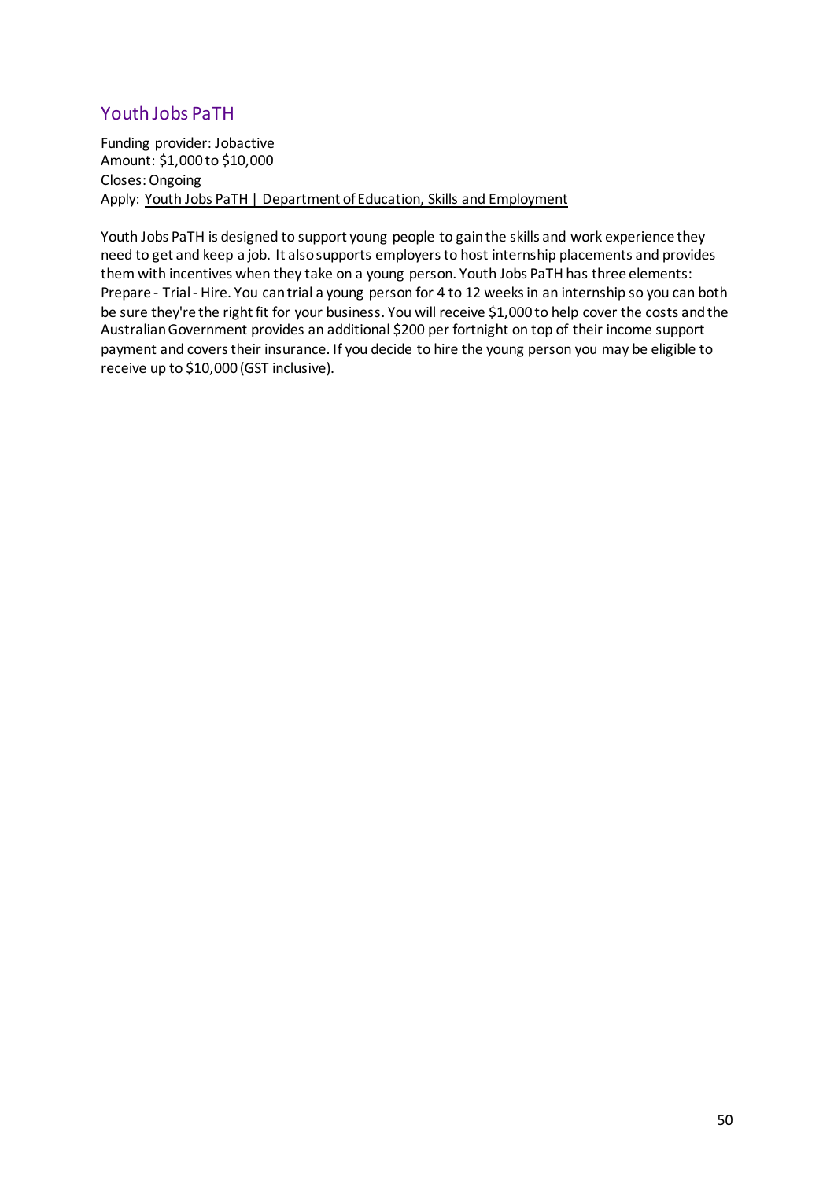## Youth Jobs PaTH

Funding provider: Jobactive
Amount: $1,000 to $10,000
Closes: Ongoing
Apply: Youth Jobs PaTH | Department of Education, Skills and Employment

Youth Jobs PaTH is designed to support young people to gain the skills and work experience they need to get and keep a job. It also supports employers to host internship placements and provides them with incentives when they take on a young person. Youth Jobs PaTH has three elements: Prepare - Trial - Hire. You can trial a young person for 4 to 12 weeks in an internship so you can both be sure they're the right fit for your business. You will receive $1,000 to help cover the costs and the Australian Government provides an additional $200 per fortnight on top of their income support payment and covers their insurance. If you decide to hire the young person you may be eligible to receive up to $10,000 (GST inclusive).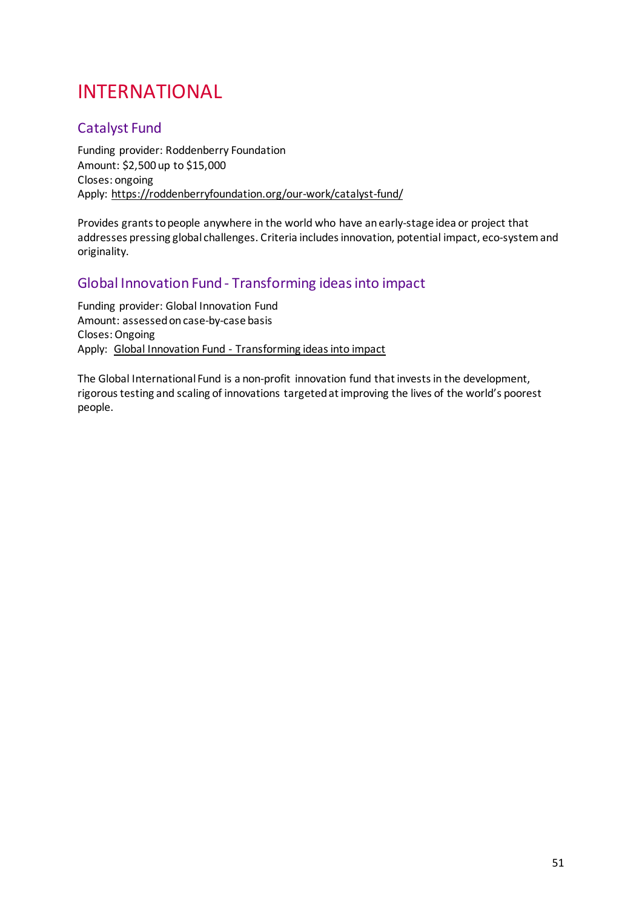# INTERNATIONAL

## Catalyst Fund

Funding provider: Roddenberry Foundation
Amount: $2,500 up to $15,000
Closes: ongoing
Apply: https://roddenberryfoundation.org/our-work/catalyst-fund/

Provides grants to people anywhere in the world who have an early-stage idea or project that addresses pressing global challenges. Criteria includes innovation, potential impact, eco-system and originality.

## Global Innovation Fund - Transforming ideas into impact

Funding provider: Global Innovation Fund
Amount: assessed on case-by-case basis
Closes: Ongoing
Apply: Global Innovation Fund - Transforming ideas into impact

The Global International Fund is a non-profit innovation fund that invests in the development, rigorous testing and scaling of innovations targeted at improving the lives of the world's poorest people.